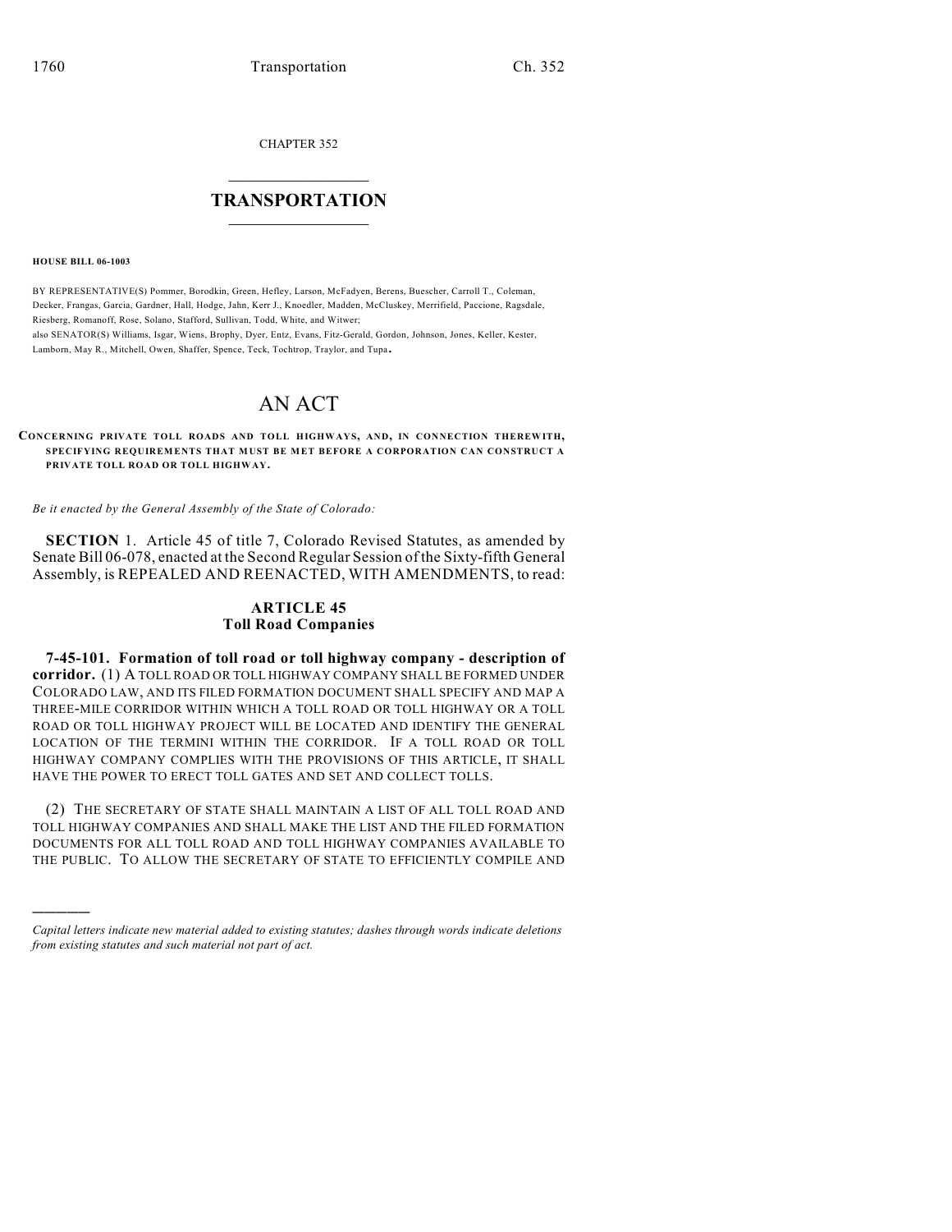CHAPTER 352

# TRANSPORTATION

**HOUSE BILL 06-1003**

BY REPRESENTATIVE(S) Pommer, Borodkin, Green, Hefley, Larson, McFadyen, Berens, Buescher, Carroll T., Coleman, Decker, Frangas, Garcia, Gardner, Hall, Hodge, Jahn, Kerr J., Knoedler, Madden, McCluskey, Merrifield, Paccione, Ragsdale, Riesberg, Romanoff, Rose, Solano, Stafford, Sullivan, Todd, White, and Witwer;
also SENATOR(S) Williams, Isgar, Wiens, Brophy, Dyer, Entz, Evans, Fitz-Gerald, Gordon, Johnson, Jones, Keller, Kester, Lamborn, May R., Mitchell, Owen, Shaffer, Spence, Teck, Tochtrop, Traylor, and Tupa.

# AN ACT

**CONCERNING PRIVATE TOLL ROADS AND TOLL HIGHWAYS, AND, IN CONNECTION THEREWITH, SPECIFYING REQUIREMENTS THAT MUST BE MET BEFORE A CORPORATION CAN CONSTRUCT A PRIVATE TOLL ROAD OR TOLL HIGHWAY.**

*Be it enacted by the General Assembly of the State of Colorado:*

**SECTION 1.** Article 45 of title 7, Colorado Revised Statutes, as amended by Senate Bill 06-078, enacted at the Second Regular Session of the Sixty-fifth General Assembly, is REPEALED AND REENACTED, WITH AMENDMENTS, to read:

## ARTICLE 45
## Toll Road Companies

**7-45-101. Formation of toll road or toll highway company - description of corridor.** (1) A TOLL ROAD OR TOLL HIGHWAY COMPANY SHALL BE FORMED UNDER COLORADO LAW, AND ITS FILED FORMATION DOCUMENT SHALL SPECIFY AND MAP A THREE-MILE CORRIDOR WITHIN WHICH A TOLL ROAD OR TOLL HIGHWAY OR A TOLL ROAD OR TOLL HIGHWAY PROJECT WILL BE LOCATED AND IDENTIFY THE GENERAL LOCATION OF THE TERMINI WITHIN THE CORRIDOR. IF A TOLL ROAD OR TOLL HIGHWAY COMPANY COMPLIES WITH THE PROVISIONS OF THIS ARTICLE, IT SHALL HAVE THE POWER TO ERECT TOLL GATES AND SET AND COLLECT TOLLS.

(2) THE SECRETARY OF STATE SHALL MAINTAIN A LIST OF ALL TOLL ROAD AND TOLL HIGHWAY COMPANIES AND SHALL MAKE THE LIST AND THE FILED FORMATION DOCUMENTS FOR ALL TOLL ROAD AND TOLL HIGHWAY COMPANIES AVAILABLE TO THE PUBLIC. TO ALLOW THE SECRETARY OF STATE TO EFFICIENTLY COMPILE AND

---

*Capital letters indicate new material added to existing statutes; dashes through words indicate deletions from existing statutes and such material not part of act.*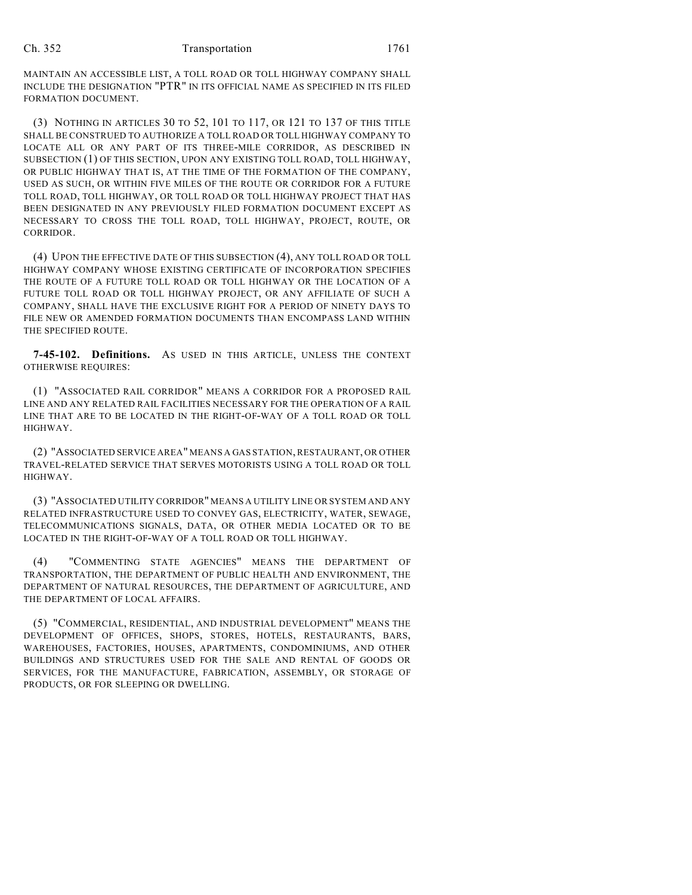MAINTAIN AN ACCESSIBLE LIST, A TOLL ROAD OR TOLL HIGHWAY COMPANY SHALL INCLUDE THE DESIGNATION "PTR" IN ITS OFFICIAL NAME AS SPECIFIED IN ITS FILED FORMATION DOCUMENT.

(3) NOTHING IN ARTICLES 30 TO 52, 101 TO 117, OR 121 TO 137 OF THIS TITLE SHALL BE CONSTRUED TO AUTHORIZE A TOLL ROAD OR TOLL HIGHWAY COMPANY TO LOCATE ALL OR ANY PART OF ITS THREE-MILE CORRIDOR, AS DESCRIBED IN SUBSECTION (1) OF THIS SECTION, UPON ANY EXISTING TOLL ROAD, TOLL HIGHWAY, OR PUBLIC HIGHWAY THAT IS, AT THE TIME OF THE FORMATION OF THE COMPANY, USED AS SUCH, OR WITHIN FIVE MILES OF THE ROUTE OR CORRIDOR FOR A FUTURE TOLL ROAD, TOLL HIGHWAY, OR TOLL ROAD OR TOLL HIGHWAY PROJECT THAT HAS BEEN DESIGNATED IN ANY PREVIOUSLY FILED FORMATION DOCUMENT EXCEPT AS NECESSARY TO CROSS THE TOLL ROAD, TOLL HIGHWAY, PROJECT, ROUTE, OR CORRIDOR.

(4) UPON THE EFFECTIVE DATE OF THIS SUBSECTION (4), ANY TOLL ROAD OR TOLL HIGHWAY COMPANY WHOSE EXISTING CERTIFICATE OF INCORPORATION SPECIFIES THE ROUTE OF A FUTURE TOLL ROAD OR TOLL HIGHWAY OR THE LOCATION OF A FUTURE TOLL ROAD OR TOLL HIGHWAY PROJECT, OR ANY AFFILIATE OF SUCH A COMPANY, SHALL HAVE THE EXCLUSIVE RIGHT FOR A PERIOD OF NINETY DAYS TO FILE NEW OR AMENDED FORMATION DOCUMENTS THAN ENCOMPASS LAND WITHIN THE SPECIFIED ROUTE.

**7-45-102. Definitions.** AS USED IN THIS ARTICLE, UNLESS THE CONTEXT OTHERWISE REQUIRES:

(1) "ASSOCIATED RAIL CORRIDOR" MEANS A CORRIDOR FOR A PROPOSED RAIL LINE AND ANY RELATED RAIL FACILITIES NECESSARY FOR THE OPERATION OF A RAIL LINE THAT ARE TO BE LOCATED IN THE RIGHT-OF-WAY OF A TOLL ROAD OR TOLL HIGHWAY.

(2) "ASSOCIATED SERVICE AREA" MEANS A GAS STATION, RESTAURANT, OR OTHER TRAVEL-RELATED SERVICE THAT SERVES MOTORISTS USING A TOLL ROAD OR TOLL HIGHWAY.

(3) "ASSOCIATED UTILITY CORRIDOR" MEANS A UTILITY LINE OR SYSTEM AND ANY RELATED INFRASTRUCTURE USED TO CONVEY GAS, ELECTRICITY, WATER, SEWAGE, TELECOMMUNICATIONS SIGNALS, DATA, OR OTHER MEDIA LOCATED OR TO BE LOCATED IN THE RIGHT-OF-WAY OF A TOLL ROAD OR TOLL HIGHWAY.

(4) "COMMENTING STATE AGENCIES" MEANS THE DEPARTMENT OF TRANSPORTATION, THE DEPARTMENT OF PUBLIC HEALTH AND ENVIRONMENT, THE DEPARTMENT OF NATURAL RESOURCES, THE DEPARTMENT OF AGRICULTURE, AND THE DEPARTMENT OF LOCAL AFFAIRS.

(5) "COMMERCIAL, RESIDENTIAL, AND INDUSTRIAL DEVELOPMENT" MEANS THE DEVELOPMENT OF OFFICES, SHOPS, STORES, HOTELS, RESTAURANTS, BARS, WAREHOUSES, FACTORIES, HOUSES, APARTMENTS, CONDOMINIUMS, AND OTHER BUILDINGS AND STRUCTURES USED FOR THE SALE AND RENTAL OF GOODS OR SERVICES, FOR THE MANUFACTURE, FABRICATION, ASSEMBLY, OR STORAGE OF PRODUCTS, OR FOR SLEEPING OR DWELLING.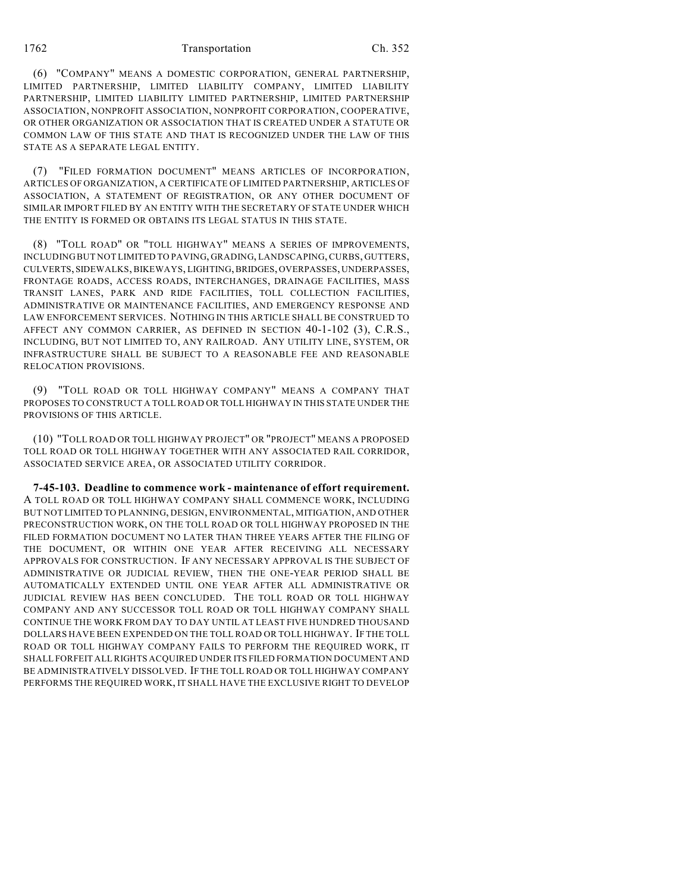(6) "COMPANY" MEANS A DOMESTIC CORPORATION, GENERAL PARTNERSHIP, LIMITED PARTNERSHIP, LIMITED LIABILITY COMPANY, LIMITED LIABILITY PARTNERSHIP, LIMITED LIABILITY LIMITED PARTNERSHIP, LIMITED PARTNERSHIP ASSOCIATION, NONPROFIT ASSOCIATION, NONPROFIT CORPORATION, COOPERATIVE, OR OTHER ORGANIZATION OR ASSOCIATION THAT IS CREATED UNDER A STATUTE OR COMMON LAW OF THIS STATE AND THAT IS RECOGNIZED UNDER THE LAW OF THIS STATE AS A SEPARATE LEGAL ENTITY.

(7) "FILED FORMATION DOCUMENT" MEANS ARTICLES OF INCORPORATION, ARTICLES OF ORGANIZATION, A CERTIFICATE OF LIMITED PARTNERSHIP, ARTICLES OF ASSOCIATION, A STATEMENT OF REGISTRATION, OR ANY OTHER DOCUMENT OF SIMILAR IMPORT FILED BY AN ENTITY WITH THE SECRETARY OF STATE UNDER WHICH THE ENTITY IS FORMED OR OBTAINS ITS LEGAL STATUS IN THIS STATE.

(8) "TOLL ROAD" OR "TOLL HIGHWAY" MEANS A SERIES OF IMPROVEMENTS, INCLUDING BUT NOT LIMITED TO PAVING, GRADING, LANDSCAPING, CURBS, GUTTERS, CULVERTS, SIDEWALKS, BIKEWAYS, LIGHTING, BRIDGES, OVERPASSES, UNDERPASSES, FRONTAGE ROADS, ACCESS ROADS, INTERCHANGES, DRAINAGE FACILITIES, MASS TRANSIT LANES, PARK AND RIDE FACILITIES, TOLL COLLECTION FACILITIES, ADMINISTRATIVE OR MAINTENANCE FACILITIES, AND EMERGENCY RESPONSE AND LAW ENFORCEMENT SERVICES. NOTHING IN THIS ARTICLE SHALL BE CONSTRUED TO AFFECT ANY COMMON CARRIER, AS DEFINED IN SECTION 40-1-102 (3), C.R.S., INCLUDING, BUT NOT LIMITED TO, ANY RAILROAD. ANY UTILITY LINE, SYSTEM, OR INFRASTRUCTURE SHALL BE SUBJECT TO A REASONABLE FEE AND REASONABLE RELOCATION PROVISIONS.

(9) "TOLL ROAD OR TOLL HIGHWAY COMPANY" MEANS A COMPANY THAT PROPOSES TO CONSTRUCT A TOLL ROAD OR TOLL HIGHWAY IN THIS STATE UNDER THE PROVISIONS OF THIS ARTICLE.

(10) "TOLL ROAD OR TOLL HIGHWAY PROJECT" OR "PROJECT" MEANS A PROPOSED TOLL ROAD OR TOLL HIGHWAY TOGETHER WITH ANY ASSOCIATED RAIL CORRIDOR, ASSOCIATED SERVICE AREA, OR ASSOCIATED UTILITY CORRIDOR.

**7-45-103. Deadline to commence work - maintenance of effort requirement.** A TOLL ROAD OR TOLL HIGHWAY COMPANY SHALL COMMENCE WORK, INCLUDING BUT NOT LIMITED TO PLANNING, DESIGN, ENVIRONMENTAL, MITIGATION, AND OTHER PRECONSTRUCTION WORK, ON THE TOLL ROAD OR TOLL HIGHWAY PROPOSED IN THE FILED FORMATION DOCUMENT NO LATER THAN THREE YEARS AFTER THE FILING OF THE DOCUMENT, OR WITHIN ONE YEAR AFTER RECEIVING ALL NECESSARY APPROVALS FOR CONSTRUCTION. IF ANY NECESSARY APPROVAL IS THE SUBJECT OF ADMINISTRATIVE OR JUDICIAL REVIEW, THEN THE ONE-YEAR PERIOD SHALL BE AUTOMATICALLY EXTENDED UNTIL ONE YEAR AFTER ALL ADMINISTRATIVE OR JUDICIAL REVIEW HAS BEEN CONCLUDED. THE TOLL ROAD OR TOLL HIGHWAY COMPANY AND ANY SUCCESSOR TOLL ROAD OR TOLL HIGHWAY COMPANY SHALL CONTINUE THE WORK FROM DAY TO DAY UNTIL AT LEAST FIVE HUNDRED THOUSAND DOLLARS HAVE BEEN EXPENDED ON THE TOLL ROAD OR TOLL HIGHWAY. IF THE TOLL ROAD OR TOLL HIGHWAY COMPANY FAILS TO PERFORM THE REQUIRED WORK, IT SHALL FORFEIT ALL RIGHTS ACQUIRED UNDER ITS FILED FORMATION DOCUMENT AND BE ADMINISTRATIVELY DISSOLVED. IF THE TOLL ROAD OR TOLL HIGHWAY COMPANY PERFORMS THE REQUIRED WORK, IT SHALL HAVE THE EXCLUSIVE RIGHT TO DEVELOP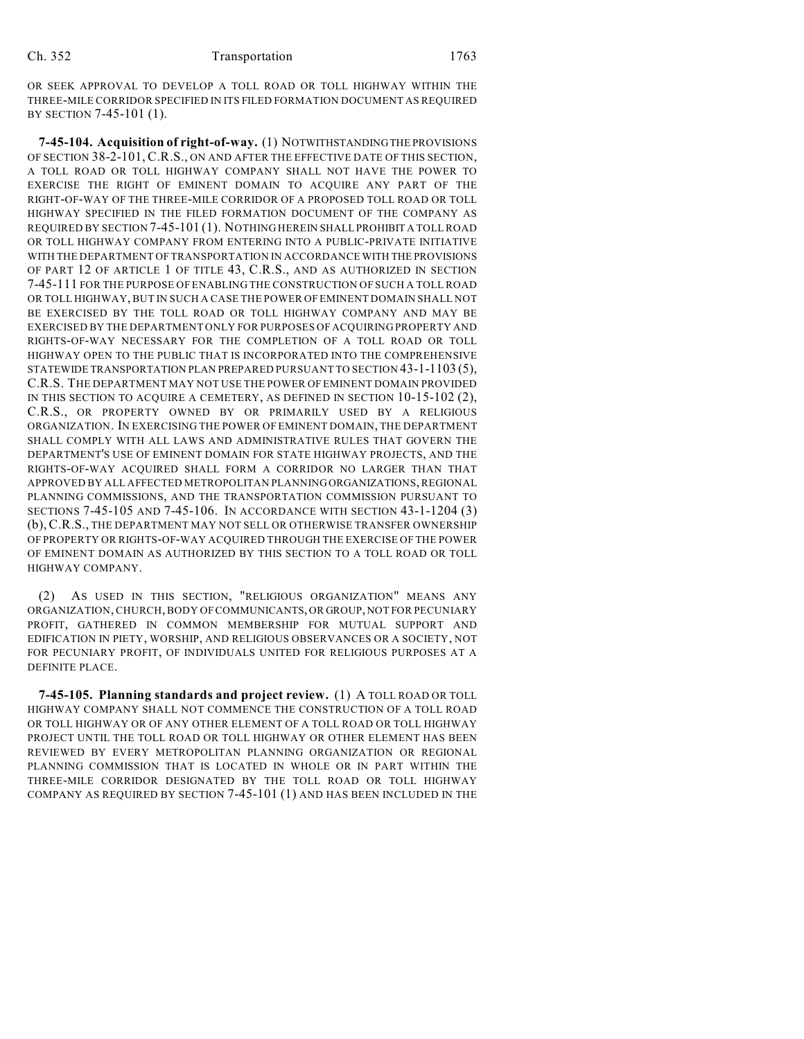OR SEEK APPROVAL TO DEVELOP A TOLL ROAD OR TOLL HIGHWAY WITHIN THE THREE-MILE CORRIDOR SPECIFIED IN ITS FILED FORMATION DOCUMENT AS REQUIRED BY SECTION 7-45-101 (1).

**7-45-104. Acquisition of right-of-way.** (1) NOTWITHSTANDING THE PROVISIONS OF SECTION 38-2-101, C.R.S., ON AND AFTER THE EFFECTIVE DATE OF THIS SECTION, A TOLL ROAD OR TOLL HIGHWAY COMPANY SHALL NOT HAVE THE POWER TO EXERCISE THE RIGHT OF EMINENT DOMAIN TO ACQUIRE ANY PART OF THE RIGHT-OF-WAY OF THE THREE-MILE CORRIDOR OF A PROPOSED TOLL ROAD OR TOLL HIGHWAY SPECIFIED IN THE FILED FORMATION DOCUMENT OF THE COMPANY AS REQUIRED BY SECTION 7-45-101 (1). NOTHING HEREIN SHALL PROHIBIT A TOLL ROAD OR TOLL HIGHWAY COMPANY FROM ENTERING INTO A PUBLIC-PRIVATE INITIATIVE WITH THE DEPARTMENT OF TRANSPORTATION IN ACCORDANCE WITH THE PROVISIONS OF PART 12 OF ARTICLE 1 OF TITLE 43, C.R.S., AND AS AUTHORIZED IN SECTION 7-45-111 FOR THE PURPOSE OF ENABLING THE CONSTRUCTION OF SUCH A TOLL ROAD OR TOLL HIGHWAY, BUT IN SUCH A CASE THE POWER OF EMINENT DOMAIN SHALL NOT BE EXERCISED BY THE TOLL ROAD OR TOLL HIGHWAY COMPANY AND MAY BE EXERCISED BY THE DEPARTMENT ONLY FOR PURPOSES OF ACQUIRING PROPERTY AND RIGHTS-OF-WAY NECESSARY FOR THE COMPLETION OF A TOLL ROAD OR TOLL HIGHWAY OPEN TO THE PUBLIC THAT IS INCORPORATED INTO THE COMPREHENSIVE STATEWIDE TRANSPORTATION PLAN PREPARED PURSUANT TO SECTION 43-1-1103 (5), C.R.S. THE DEPARTMENT MAY NOT USE THE POWER OF EMINENT DOMAIN PROVIDED IN THIS SECTION TO ACQUIRE A CEMETERY, AS DEFINED IN SECTION 10-15-102 (2), C.R.S., OR PROPERTY OWNED BY OR PRIMARILY USED BY A RELIGIOUS ORGANIZATION. IN EXERCISING THE POWER OF EMINENT DOMAIN, THE DEPARTMENT SHALL COMPLY WITH ALL LAWS AND ADMINISTRATIVE RULES THAT GOVERN THE DEPARTMENT'S USE OF EMINENT DOMAIN FOR STATE HIGHWAY PROJECTS, AND THE RIGHTS-OF-WAY ACQUIRED SHALL FORM A CORRIDOR NO LARGER THAN THAT APPROVED BY ALL AFFECTED METROPOLITAN PLANNING ORGANIZATIONS, REGIONAL PLANNING COMMISSIONS, AND THE TRANSPORTATION COMMISSION PURSUANT TO SECTIONS 7-45-105 AND 7-45-106. IN ACCORDANCE WITH SECTION 43-1-1204 (3) (b), C.R.S., THE DEPARTMENT MAY NOT SELL OR OTHERWISE TRANSFER OWNERSHIP OF PROPERTY OR RIGHTS-OF-WAY ACQUIRED THROUGH THE EXERCISE OF THE POWER OF EMINENT DOMAIN AS AUTHORIZED BY THIS SECTION TO A TOLL ROAD OR TOLL HIGHWAY COMPANY.

(2) AS USED IN THIS SECTION, "RELIGIOUS ORGANIZATION" MEANS ANY ORGANIZATION, CHURCH, BODY OF COMMUNICANTS, OR GROUP, NOT FOR PECUNIARY PROFIT, GATHERED IN COMMON MEMBERSHIP FOR MUTUAL SUPPORT AND EDIFICATION IN PIETY, WORSHIP, AND RELIGIOUS OBSERVANCES OR A SOCIETY, NOT FOR PECUNIARY PROFIT, OF INDIVIDUALS UNITED FOR RELIGIOUS PURPOSES AT A DEFINITE PLACE.

**7-45-105. Planning standards and project review.** (1) A TOLL ROAD OR TOLL HIGHWAY COMPANY SHALL NOT COMMENCE THE CONSTRUCTION OF A TOLL ROAD OR TOLL HIGHWAY OR OF ANY OTHER ELEMENT OF A TOLL ROAD OR TOLL HIGHWAY PROJECT UNTIL THE TOLL ROAD OR TOLL HIGHWAY OR OTHER ELEMENT HAS BEEN REVIEWED BY EVERY METROPOLITAN PLANNING ORGANIZATION OR REGIONAL PLANNING COMMISSION THAT IS LOCATED IN WHOLE OR IN PART WITHIN THE THREE-MILE CORRIDOR DESIGNATED BY THE TOLL ROAD OR TOLL HIGHWAY COMPANY AS REQUIRED BY SECTION 7-45-101 (1) AND HAS BEEN INCLUDED IN THE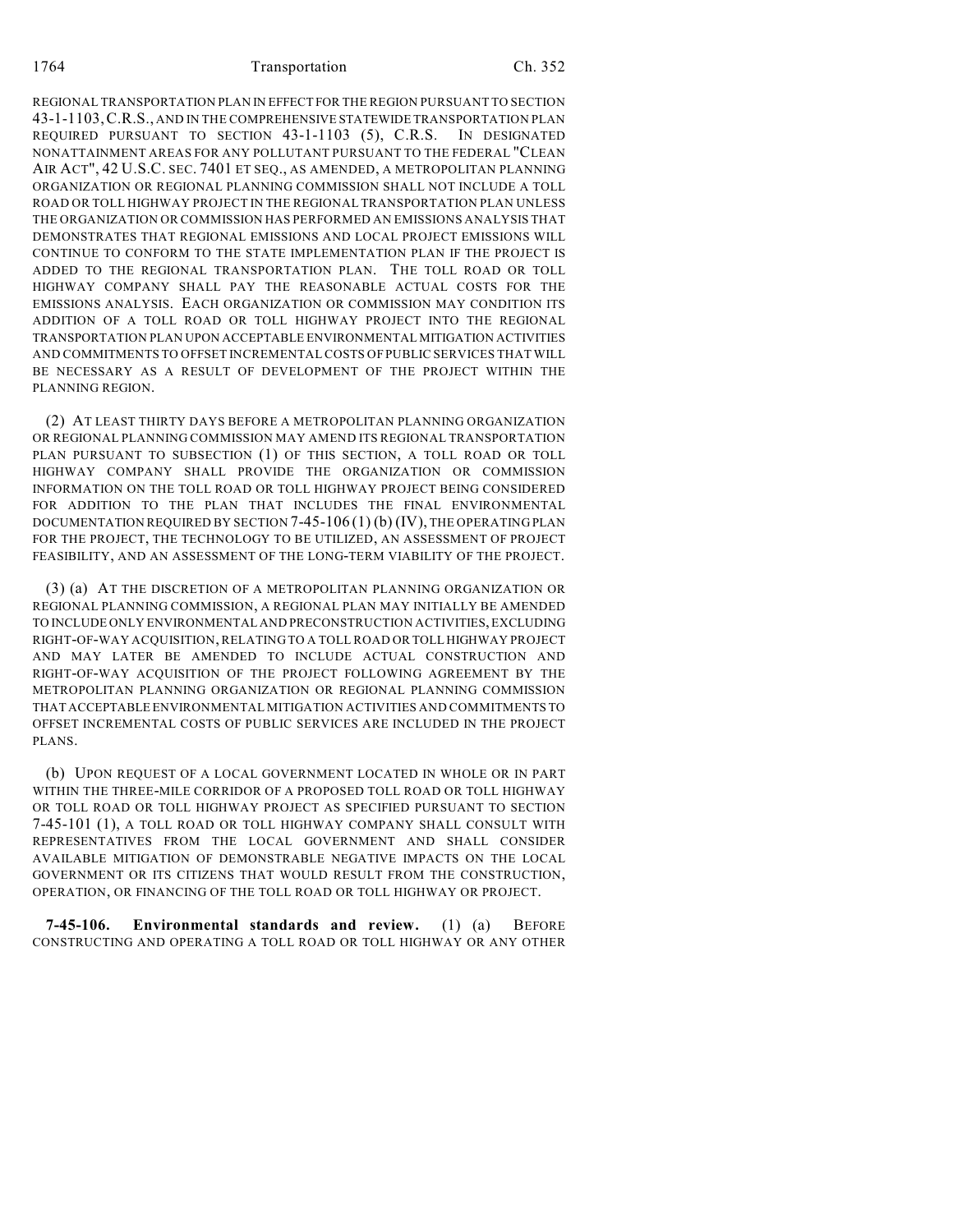REGIONAL TRANSPORTATION PLAN IN EFFECT FOR THE REGION PURSUANT TO SECTION 43-1-1103, C.R.S., AND IN THE COMPREHENSIVE STATEWIDE TRANSPORTATION PLAN REQUIRED PURSUANT TO SECTION 43-1-1103 (5), C.R.S. IN DESIGNATED NONATTAINMENT AREAS FOR ANY POLLUTANT PURSUANT TO THE FEDERAL "CLEAN AIR ACT", 42 U.S.C. SEC. 7401 ET SEQ., AS AMENDED, A METROPOLITAN PLANNING ORGANIZATION OR REGIONAL PLANNING COMMISSION SHALL NOT INCLUDE A TOLL ROAD OR TOLL HIGHWAY PROJECT IN THE REGIONAL TRANSPORTATION PLAN UNLESS THE ORGANIZATION OR COMMISSION HAS PERFORMED AN EMISSIONS ANALYSIS THAT DEMONSTRATES THAT REGIONAL EMISSIONS AND LOCAL PROJECT EMISSIONS WILL CONTINUE TO CONFORM TO THE STATE IMPLEMENTATION PLAN IF THE PROJECT IS ADDED TO THE REGIONAL TRANSPORTATION PLAN. THE TOLL ROAD OR TOLL HIGHWAY COMPANY SHALL PAY THE REASONABLE ACTUAL COSTS FOR THE EMISSIONS ANALYSIS. EACH ORGANIZATION OR COMMISSION MAY CONDITION ITS ADDITION OF A TOLL ROAD OR TOLL HIGHWAY PROJECT INTO THE REGIONAL TRANSPORTATION PLAN UPON ACCEPTABLE ENVIRONMENTAL MITIGATION ACTIVITIES AND COMMITMENTS TO OFFSET INCREMENTAL COSTS OF PUBLIC SERVICES THAT WILL BE NECESSARY AS A RESULT OF DEVELOPMENT OF THE PROJECT WITHIN THE PLANNING REGION.

(2) AT LEAST THIRTY DAYS BEFORE A METROPOLITAN PLANNING ORGANIZATION OR REGIONAL PLANNING COMMISSION MAY AMEND ITS REGIONAL TRANSPORTATION PLAN PURSUANT TO SUBSECTION (1) OF THIS SECTION, A TOLL ROAD OR TOLL HIGHWAY COMPANY SHALL PROVIDE THE ORGANIZATION OR COMMISSION INFORMATION ON THE TOLL ROAD OR TOLL HIGHWAY PROJECT BEING CONSIDERED FOR ADDITION TO THE PLAN THAT INCLUDES THE FINAL ENVIRONMENTAL DOCUMENTATION REQUIRED BY SECTION 7-45-106 (1) (b) (IV), THE OPERATING PLAN FOR THE PROJECT, THE TECHNOLOGY TO BE UTILIZED, AN ASSESSMENT OF PROJECT FEASIBILITY, AND AN ASSESSMENT OF THE LONG-TERM VIABILITY OF THE PROJECT.

(3) (a) AT THE DISCRETION OF A METROPOLITAN PLANNING ORGANIZATION OR REGIONAL PLANNING COMMISSION, A REGIONAL PLAN MAY INITIALLY BE AMENDED TO INCLUDE ONLY ENVIRONMENTAL AND PRECONSTRUCTION ACTIVITIES, EXCLUDING RIGHT-OF-WAY ACQUISITION, RELATING TO A TOLL ROAD OR TOLL HIGHWAY PROJECT AND MAY LATER BE AMENDED TO INCLUDE ACTUAL CONSTRUCTION AND RIGHT-OF-WAY ACQUISITION OF THE PROJECT FOLLOWING AGREEMENT BY THE METROPOLITAN PLANNING ORGANIZATION OR REGIONAL PLANNING COMMISSION THAT ACCEPTABLE ENVIRONMENTAL MITIGATION ACTIVITIES AND COMMITMENTS TO OFFSET INCREMENTAL COSTS OF PUBLIC SERVICES ARE INCLUDED IN THE PROJECT PLANS.

(b) UPON REQUEST OF A LOCAL GOVERNMENT LOCATED IN WHOLE OR IN PART WITHIN THE THREE-MILE CORRIDOR OF A PROPOSED TOLL ROAD OR TOLL HIGHWAY OR TOLL ROAD OR TOLL HIGHWAY PROJECT AS SPECIFIED PURSUANT TO SECTION 7-45-101 (1), A TOLL ROAD OR TOLL HIGHWAY COMPANY SHALL CONSULT WITH REPRESENTATIVES FROM THE LOCAL GOVERNMENT AND SHALL CONSIDER AVAILABLE MITIGATION OF DEMONSTRABLE NEGATIVE IMPACTS ON THE LOCAL GOVERNMENT OR ITS CITIZENS THAT WOULD RESULT FROM THE CONSTRUCTION, OPERATION, OR FINANCING OF THE TOLL ROAD OR TOLL HIGHWAY OR PROJECT.

**7-45-106. Environmental standards and review.** (1) (a) BEFORE CONSTRUCTING AND OPERATING A TOLL ROAD OR TOLL HIGHWAY OR ANY OTHER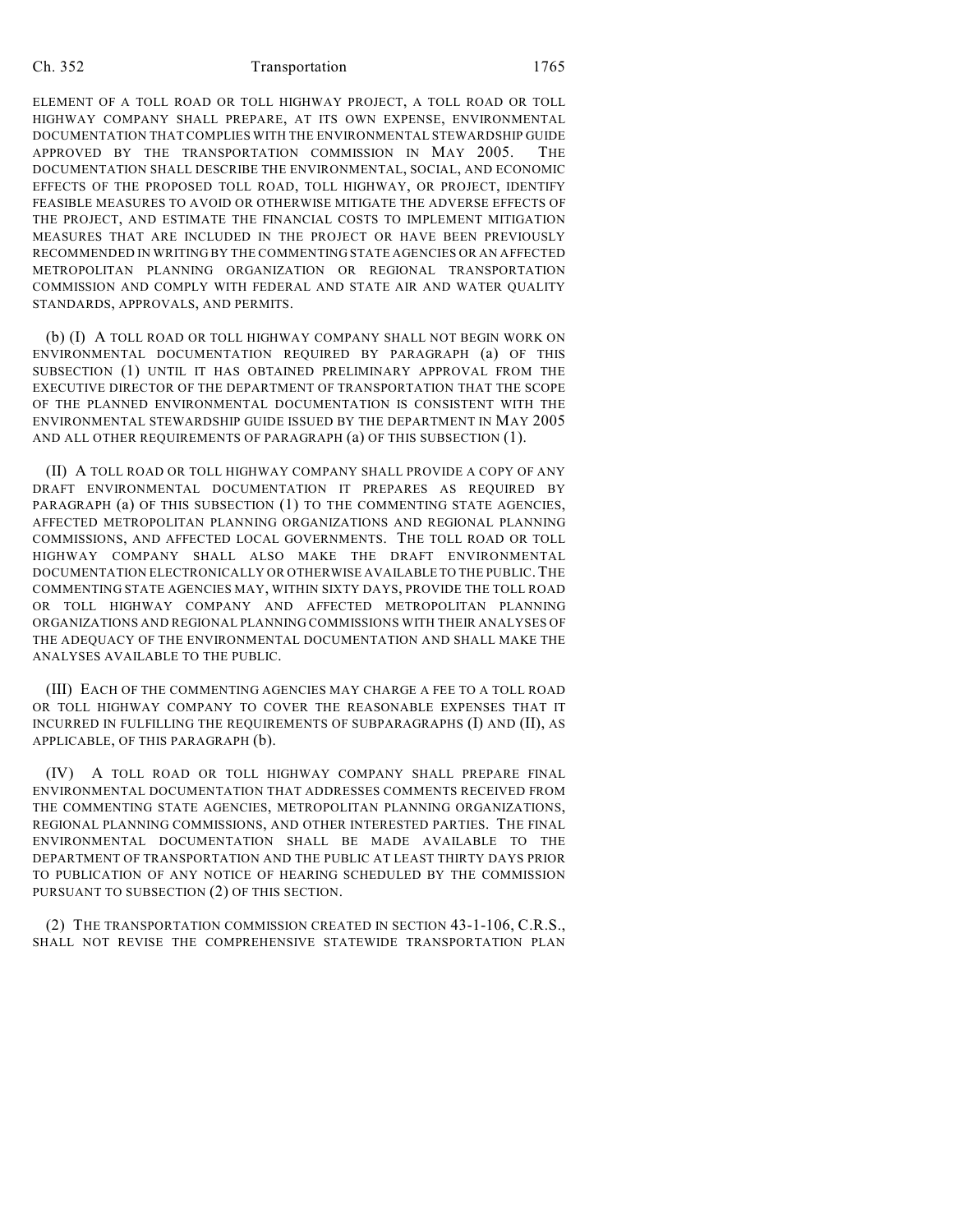ELEMENT OF A TOLL ROAD OR TOLL HIGHWAY PROJECT, A TOLL ROAD OR TOLL HIGHWAY COMPANY SHALL PREPARE, AT ITS OWN EXPENSE, ENVIRONMENTAL DOCUMENTATION THAT COMPLIES WITH THE ENVIRONMENTAL STEWARDSHIP GUIDE APPROVED BY THE TRANSPORTATION COMMISSION IN MAY 2005. THE DOCUMENTATION SHALL DESCRIBE THE ENVIRONMENTAL, SOCIAL, AND ECONOMIC EFFECTS OF THE PROPOSED TOLL ROAD, TOLL HIGHWAY, OR PROJECT, IDENTIFY FEASIBLE MEASURES TO AVOID OR OTHERWISE MITIGATE THE ADVERSE EFFECTS OF THE PROJECT, AND ESTIMATE THE FINANCIAL COSTS TO IMPLEMENT MITIGATION MEASURES THAT ARE INCLUDED IN THE PROJECT OR HAVE BEEN PREVIOUSLY RECOMMENDED IN WRITING BY THE COMMENTING STATE AGENCIES OR AN AFFECTED METROPOLITAN PLANNING ORGANIZATION OR REGIONAL TRANSPORTATION COMMISSION AND COMPLY WITH FEDERAL AND STATE AIR AND WATER QUALITY STANDARDS, APPROVALS, AND PERMITS.

(b) (I) A TOLL ROAD OR TOLL HIGHWAY COMPANY SHALL NOT BEGIN WORK ON ENVIRONMENTAL DOCUMENTATION REQUIRED BY PARAGRAPH (a) OF THIS SUBSECTION (1) UNTIL IT HAS OBTAINED PRELIMINARY APPROVAL FROM THE EXECUTIVE DIRECTOR OF THE DEPARTMENT OF TRANSPORTATION THAT THE SCOPE OF THE PLANNED ENVIRONMENTAL DOCUMENTATION IS CONSISTENT WITH THE ENVIRONMENTAL STEWARDSHIP GUIDE ISSUED BY THE DEPARTMENT IN MAY 2005 AND ALL OTHER REQUIREMENTS OF PARAGRAPH (a) OF THIS SUBSECTION (1).

(II) A TOLL ROAD OR TOLL HIGHWAY COMPANY SHALL PROVIDE A COPY OF ANY DRAFT ENVIRONMENTAL DOCUMENTATION IT PREPARES AS REQUIRED BY PARAGRAPH (a) OF THIS SUBSECTION (1) TO THE COMMENTING STATE AGENCIES, AFFECTED METROPOLITAN PLANNING ORGANIZATIONS AND REGIONAL PLANNING COMMISSIONS, AND AFFECTED LOCAL GOVERNMENTS. THE TOLL ROAD OR TOLL HIGHWAY COMPANY SHALL ALSO MAKE THE DRAFT ENVIRONMENTAL DOCUMENTATION ELECTRONICALLY OR OTHERWISE AVAILABLE TO THE PUBLIC. THE COMMENTING STATE AGENCIES MAY, WITHIN SIXTY DAYS, PROVIDE THE TOLL ROAD OR TOLL HIGHWAY COMPANY AND AFFECTED METROPOLITAN PLANNING ORGANIZATIONS AND REGIONAL PLANNING COMMISSIONS WITH THEIR ANALYSES OF THE ADEQUACY OF THE ENVIRONMENTAL DOCUMENTATION AND SHALL MAKE THE ANALYSES AVAILABLE TO THE PUBLIC.

(III) EACH OF THE COMMENTING AGENCIES MAY CHARGE A FEE TO A TOLL ROAD OR TOLL HIGHWAY COMPANY TO COVER THE REASONABLE EXPENSES THAT IT INCURRED IN FULFILLING THE REQUIREMENTS OF SUBPARAGRAPHS (I) AND (II), AS APPLICABLE, OF THIS PARAGRAPH (b).

(IV) A TOLL ROAD OR TOLL HIGHWAY COMPANY SHALL PREPARE FINAL ENVIRONMENTAL DOCUMENTATION THAT ADDRESSES COMMENTS RECEIVED FROM THE COMMENTING STATE AGENCIES, METROPOLITAN PLANNING ORGANIZATIONS, REGIONAL PLANNING COMMISSIONS, AND OTHER INTERESTED PARTIES. THE FINAL ENVIRONMENTAL DOCUMENTATION SHALL BE MADE AVAILABLE TO THE DEPARTMENT OF TRANSPORTATION AND THE PUBLIC AT LEAST THIRTY DAYS PRIOR TO PUBLICATION OF ANY NOTICE OF HEARING SCHEDULED BY THE COMMISSION PURSUANT TO SUBSECTION (2) OF THIS SECTION.

(2) THE TRANSPORTATION COMMISSION CREATED IN SECTION 43-1-106, C.R.S., SHALL NOT REVISE THE COMPREHENSIVE STATEWIDE TRANSPORTATION PLAN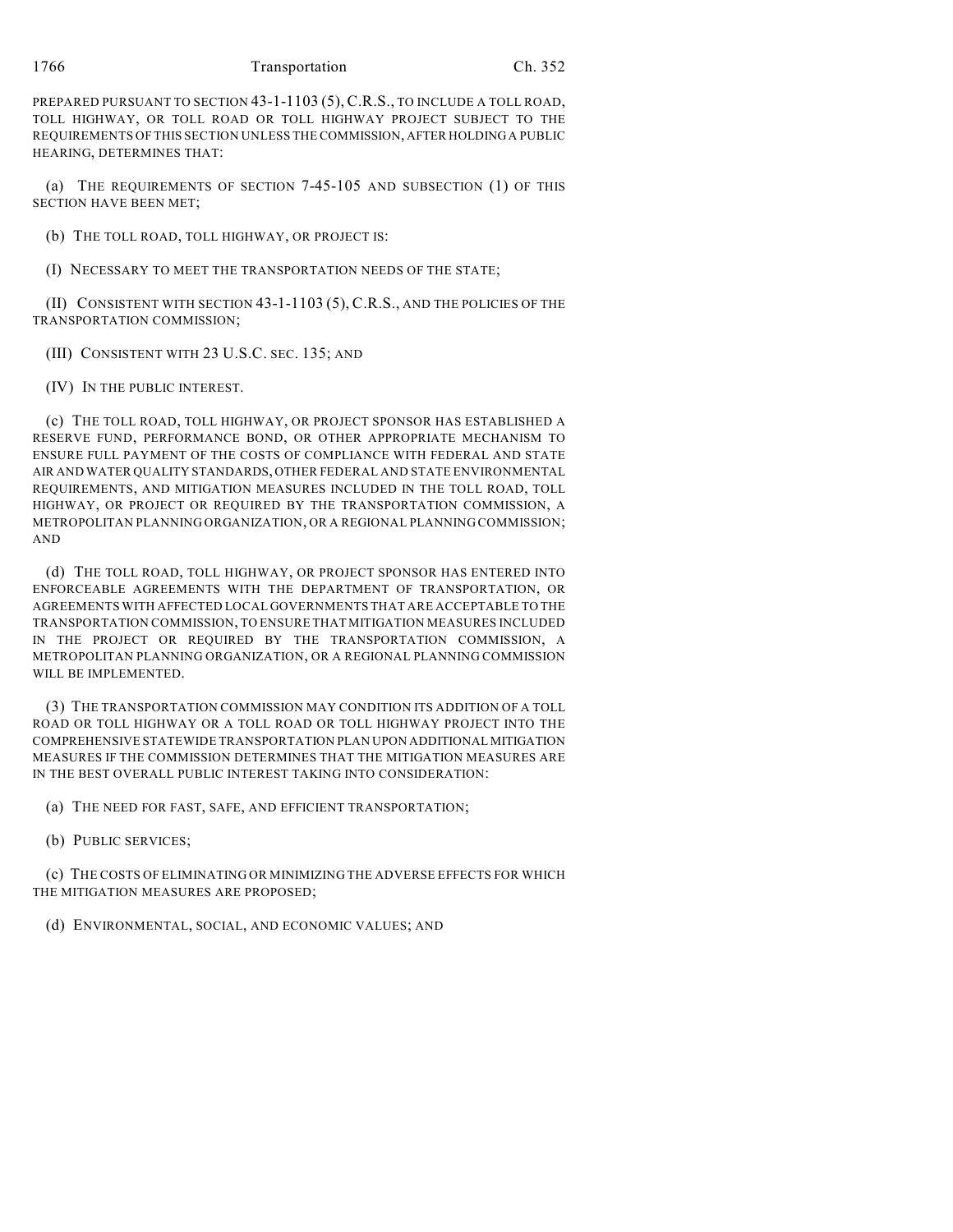PREPARED PURSUANT TO SECTION 43-1-1103 (5), C.R.S., TO INCLUDE A TOLL ROAD, TOLL HIGHWAY, OR TOLL ROAD OR TOLL HIGHWAY PROJECT SUBJECT TO THE REQUIREMENTS OF THIS SECTION UNLESS THE COMMISSION, AFTER HOLDING A PUBLIC HEARING, DETERMINES THAT:

(a) THE REQUIREMENTS OF SECTION 7-45-105 AND SUBSECTION (1) OF THIS SECTION HAVE BEEN MET;

(b) THE TOLL ROAD, TOLL HIGHWAY, OR PROJECT IS:

(I) NECESSARY TO MEET THE TRANSPORTATION NEEDS OF THE STATE;

(II) CONSISTENT WITH SECTION 43-1-1103 (5), C.R.S., AND THE POLICIES OF THE TRANSPORTATION COMMISSION;

(III) CONSISTENT WITH 23 U.S.C. SEC. 135; AND

(IV) IN THE PUBLIC INTEREST.

(c) THE TOLL ROAD, TOLL HIGHWAY, OR PROJECT SPONSOR HAS ESTABLISHED A RESERVE FUND, PERFORMANCE BOND, OR OTHER APPROPRIATE MECHANISM TO ENSURE FULL PAYMENT OF THE COSTS OF COMPLIANCE WITH FEDERAL AND STATE AIR AND WATER QUALITY STANDARDS, OTHER FEDERAL AND STATE ENVIRONMENTAL REQUIREMENTS, AND MITIGATION MEASURES INCLUDED IN THE TOLL ROAD, TOLL HIGHWAY, OR PROJECT OR REQUIRED BY THE TRANSPORTATION COMMISSION, A METROPOLITAN PLANNING ORGANIZATION, OR A REGIONAL PLANNING COMMISSION; AND

(d) THE TOLL ROAD, TOLL HIGHWAY, OR PROJECT SPONSOR HAS ENTERED INTO ENFORCEABLE AGREEMENTS WITH THE DEPARTMENT OF TRANSPORTATION, OR AGREEMENTS WITH AFFECTED LOCAL GOVERNMENTS THAT ARE ACCEPTABLE TO THE TRANSPORTATION COMMISSION, TO ENSURE THAT MITIGATION MEASURES INCLUDED IN THE PROJECT OR REQUIRED BY THE TRANSPORTATION COMMISSION, A METROPOLITAN PLANNING ORGANIZATION, OR A REGIONAL PLANNING COMMISSION WILL BE IMPLEMENTED.

(3) THE TRANSPORTATION COMMISSION MAY CONDITION ITS ADDITION OF A TOLL ROAD OR TOLL HIGHWAY OR A TOLL ROAD OR TOLL HIGHWAY PROJECT INTO THE COMPREHENSIVE STATEWIDE TRANSPORTATION PLAN UPON ADDITIONAL MITIGATION MEASURES IF THE COMMISSION DETERMINES THAT THE MITIGATION MEASURES ARE IN THE BEST OVERALL PUBLIC INTEREST TAKING INTO CONSIDERATION:

(a) THE NEED FOR FAST, SAFE, AND EFFICIENT TRANSPORTATION;

(b) PUBLIC SERVICES;

(c) THE COSTS OF ELIMINATING OR MINIMIZING THE ADVERSE EFFECTS FOR WHICH THE MITIGATION MEASURES ARE PROPOSED;

(d) ENVIRONMENTAL, SOCIAL, AND ECONOMIC VALUES; AND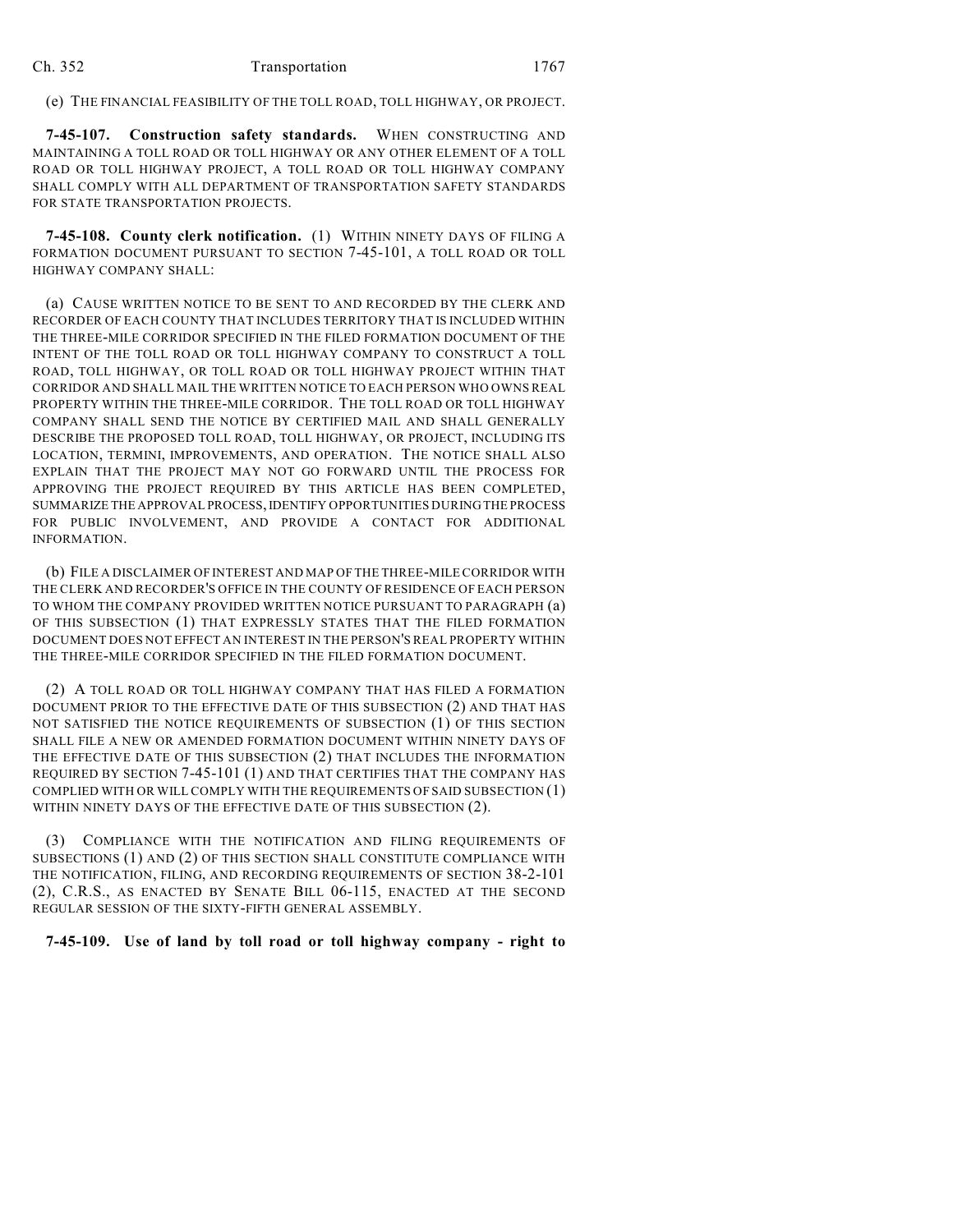(e) THE FINANCIAL FEASIBILITY OF THE TOLL ROAD, TOLL HIGHWAY, OR PROJECT.

**7-45-107. Construction safety standards.** WHEN CONSTRUCTING AND MAINTAINING A TOLL ROAD OR TOLL HIGHWAY OR ANY OTHER ELEMENT OF A TOLL ROAD OR TOLL HIGHWAY PROJECT, A TOLL ROAD OR TOLL HIGHWAY COMPANY SHALL COMPLY WITH ALL DEPARTMENT OF TRANSPORTATION SAFETY STANDARDS FOR STATE TRANSPORTATION PROJECTS.

**7-45-108. County clerk notification.** (1) WITHIN NINETY DAYS OF FILING A FORMATION DOCUMENT PURSUANT TO SECTION 7-45-101, A TOLL ROAD OR TOLL HIGHWAY COMPANY SHALL:

(a) CAUSE WRITTEN NOTICE TO BE SENT TO AND RECORDED BY THE CLERK AND RECORDER OF EACH COUNTY THAT INCLUDES TERRITORY THAT IS INCLUDED WITHIN THE THREE-MILE CORRIDOR SPECIFIED IN THE FILED FORMATION DOCUMENT OF THE INTENT OF THE TOLL ROAD OR TOLL HIGHWAY COMPANY TO CONSTRUCT A TOLL ROAD, TOLL HIGHWAY, OR TOLL ROAD OR TOLL HIGHWAY PROJECT WITHIN THAT CORRIDOR AND SHALL MAIL THE WRITTEN NOTICE TO EACH PERSON WHO OWNS REAL PROPERTY WITHIN THE THREE-MILE CORRIDOR. THE TOLL ROAD OR TOLL HIGHWAY COMPANY SHALL SEND THE NOTICE BY CERTIFIED MAIL AND SHALL GENERALLY DESCRIBE THE PROPOSED TOLL ROAD, TOLL HIGHWAY, OR PROJECT, INCLUDING ITS LOCATION, TERMINI, IMPROVEMENTS, AND OPERATION. THE NOTICE SHALL ALSO EXPLAIN THAT THE PROJECT MAY NOT GO FORWARD UNTIL THE PROCESS FOR APPROVING THE PROJECT REQUIRED BY THIS ARTICLE HAS BEEN COMPLETED, SUMMARIZE THE APPROVAL PROCESS, IDENTIFY OPPORTUNITIES DURING THE PROCESS FOR PUBLIC INVOLVEMENT, AND PROVIDE A CONTACT FOR ADDITIONAL INFORMATION.

(b) FILE A DISCLAIMER OF INTEREST AND MAP OF THE THREE-MILE CORRIDOR WITH THE CLERK AND RECORDER'S OFFICE IN THE COUNTY OF RESIDENCE OF EACH PERSON TO WHOM THE COMPANY PROVIDED WRITTEN NOTICE PURSUANT TO PARAGRAPH (a) OF THIS SUBSECTION (1) THAT EXPRESSLY STATES THAT THE FILED FORMATION DOCUMENT DOES NOT EFFECT AN INTEREST IN THE PERSON'S REAL PROPERTY WITHIN THE THREE-MILE CORRIDOR SPECIFIED IN THE FILED FORMATION DOCUMENT.

(2) A TOLL ROAD OR TOLL HIGHWAY COMPANY THAT HAS FILED A FORMATION DOCUMENT PRIOR TO THE EFFECTIVE DATE OF THIS SUBSECTION (2) AND THAT HAS NOT SATISFIED THE NOTICE REQUIREMENTS OF SUBSECTION (1) OF THIS SECTION SHALL FILE A NEW OR AMENDED FORMATION DOCUMENT WITHIN NINETY DAYS OF THE EFFECTIVE DATE OF THIS SUBSECTION (2) THAT INCLUDES THE INFORMATION REQUIRED BY SECTION 7-45-101 (1) AND THAT CERTIFIES THAT THE COMPANY HAS COMPLIED WITH OR WILL COMPLY WITH THE REQUIREMENTS OF SAID SUBSECTION (1) WITHIN NINETY DAYS OF THE EFFECTIVE DATE OF THIS SUBSECTION (2).

(3) COMPLIANCE WITH THE NOTIFICATION AND FILING REQUIREMENTS OF SUBSECTIONS (1) AND (2) OF THIS SECTION SHALL CONSTITUTE COMPLIANCE WITH THE NOTIFICATION, FILING, AND RECORDING REQUIREMENTS OF SECTION 38-2-101 (2), C.R.S., AS ENACTED BY SENATE BILL 06-115, ENACTED AT THE SECOND REGULAR SESSION OF THE SIXTY-FIFTH GENERAL ASSEMBLY.

**7-45-109. Use of land by toll road or toll highway company - right to**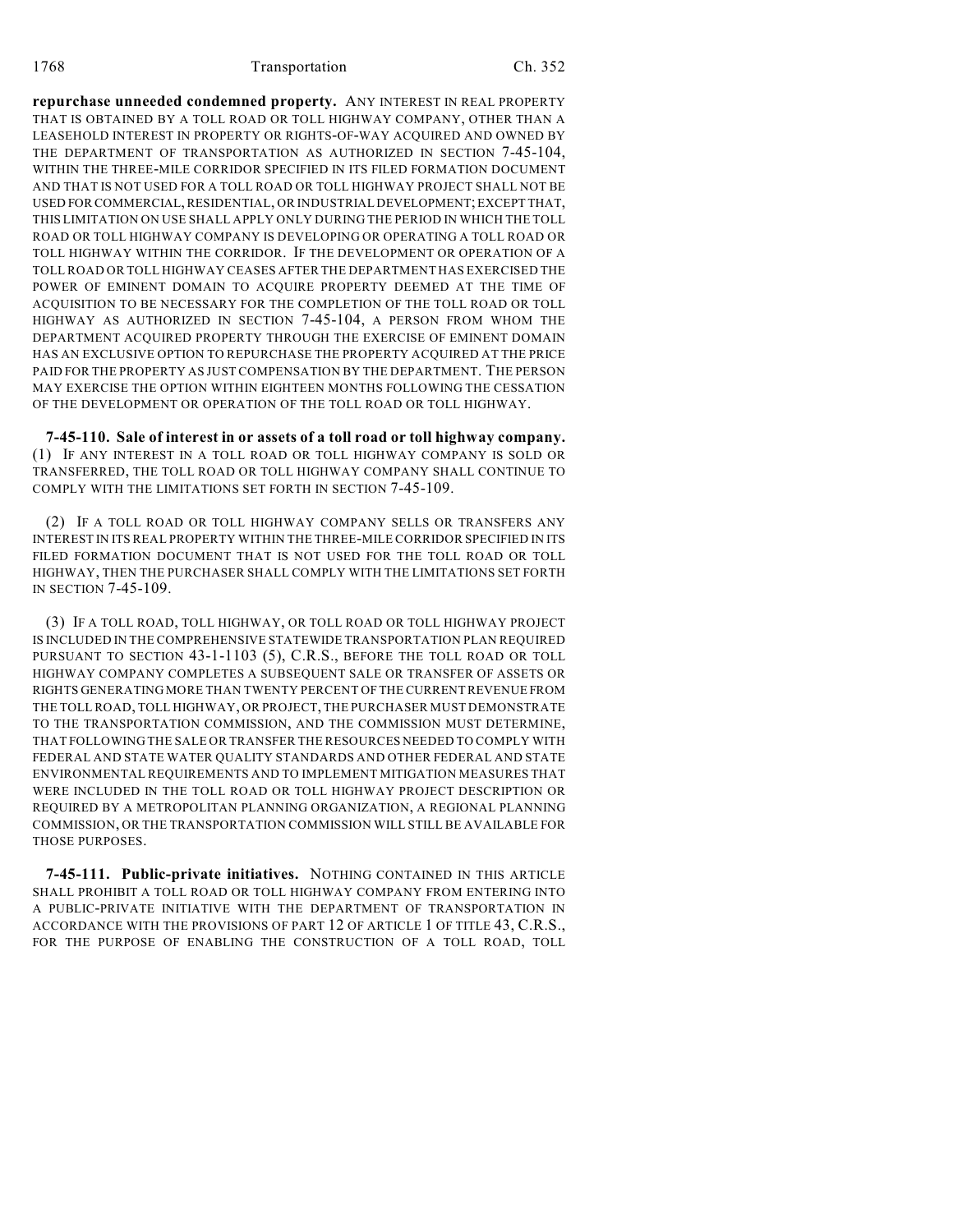**repurchase unneeded condemned property.** ANY INTEREST IN REAL PROPERTY THAT IS OBTAINED BY A TOLL ROAD OR TOLL HIGHWAY COMPANY, OTHER THAN A LEASEHOLD INTEREST IN PROPERTY OR RIGHTS-OF-WAY ACQUIRED AND OWNED BY THE DEPARTMENT OF TRANSPORTATION AS AUTHORIZED IN SECTION 7-45-104, WITHIN THE THREE-MILE CORRIDOR SPECIFIED IN ITS FILED FORMATION DOCUMENT AND THAT IS NOT USED FOR A TOLL ROAD OR TOLL HIGHWAY PROJECT SHALL NOT BE USED FOR COMMERCIAL, RESIDENTIAL, OR INDUSTRIAL DEVELOPMENT; EXCEPT THAT, THIS LIMITATION ON USE SHALL APPLY ONLY DURING THE PERIOD IN WHICH THE TOLL ROAD OR TOLL HIGHWAY COMPANY IS DEVELOPING OR OPERATING A TOLL ROAD OR TOLL HIGHWAY WITHIN THE CORRIDOR. IF THE DEVELOPMENT OR OPERATION OF A TOLL ROAD OR TOLL HIGHWAY CEASES AFTER THE DEPARTMENT HAS EXERCISED THE POWER OF EMINENT DOMAIN TO ACQUIRE PROPERTY DEEMED AT THE TIME OF ACQUISITION TO BE NECESSARY FOR THE COMPLETION OF THE TOLL ROAD OR TOLL HIGHWAY AS AUTHORIZED IN SECTION 7-45-104, A PERSON FROM WHOM THE DEPARTMENT ACQUIRED PROPERTY THROUGH THE EXERCISE OF EMINENT DOMAIN HAS AN EXCLUSIVE OPTION TO REPURCHASE THE PROPERTY ACQUIRED AT THE PRICE PAID FOR THE PROPERTY AS JUST COMPENSATION BY THE DEPARTMENT. THE PERSON MAY EXERCISE THE OPTION WITHIN EIGHTEEN MONTHS FOLLOWING THE CESSATION OF THE DEVELOPMENT OR OPERATION OF THE TOLL ROAD OR TOLL HIGHWAY.

**7-45-110. Sale of interest in or assets of a toll road or toll highway company.** (1) IF ANY INTEREST IN A TOLL ROAD OR TOLL HIGHWAY COMPANY IS SOLD OR TRANSFERRED, THE TOLL ROAD OR TOLL HIGHWAY COMPANY SHALL CONTINUE TO COMPLY WITH THE LIMITATIONS SET FORTH IN SECTION 7-45-109.

(2) IF A TOLL ROAD OR TOLL HIGHWAY COMPANY SELLS OR TRANSFERS ANY INTEREST IN ITS REAL PROPERTY WITHIN THE THREE-MILE CORRIDOR SPECIFIED IN ITS FILED FORMATION DOCUMENT THAT IS NOT USED FOR THE TOLL ROAD OR TOLL HIGHWAY, THEN THE PURCHASER SHALL COMPLY WITH THE LIMITATIONS SET FORTH IN SECTION 7-45-109.

(3) IF A TOLL ROAD, TOLL HIGHWAY, OR TOLL ROAD OR TOLL HIGHWAY PROJECT IS INCLUDED IN THE COMPREHENSIVE STATEWIDE TRANSPORTATION PLAN REQUIRED PURSUANT TO SECTION 43-1-1103 (5), C.R.S., BEFORE THE TOLL ROAD OR TOLL HIGHWAY COMPANY COMPLETES A SUBSEQUENT SALE OR TRANSFER OF ASSETS OR RIGHTS GENERATING MORE THAN TWENTY PERCENT OF THE CURRENT REVENUE FROM THE TOLL ROAD, TOLL HIGHWAY, OR PROJECT, THE PURCHASER MUST DEMONSTRATE TO THE TRANSPORTATION COMMISSION, AND THE COMMISSION MUST DETERMINE, THAT FOLLOWING THE SALE OR TRANSFER THE RESOURCES NEEDED TO COMPLY WITH FEDERAL AND STATE WATER QUALITY STANDARDS AND OTHER FEDERAL AND STATE ENVIRONMENTAL REQUIREMENTS AND TO IMPLEMENT MITIGATION MEASURES THAT WERE INCLUDED IN THE TOLL ROAD OR TOLL HIGHWAY PROJECT DESCRIPTION OR REQUIRED BY A METROPOLITAN PLANNING ORGANIZATION, A REGIONAL PLANNING COMMISSION, OR THE TRANSPORTATION COMMISSION WILL STILL BE AVAILABLE FOR THOSE PURPOSES.

**7-45-111. Public-private initiatives.** NOTHING CONTAINED IN THIS ARTICLE SHALL PROHIBIT A TOLL ROAD OR TOLL HIGHWAY COMPANY FROM ENTERING INTO A PUBLIC-PRIVATE INITIATIVE WITH THE DEPARTMENT OF TRANSPORTATION IN ACCORDANCE WITH THE PROVISIONS OF PART 12 OF ARTICLE 1 OF TITLE 43, C.R.S., FOR THE PURPOSE OF ENABLING THE CONSTRUCTION OF A TOLL ROAD, TOLL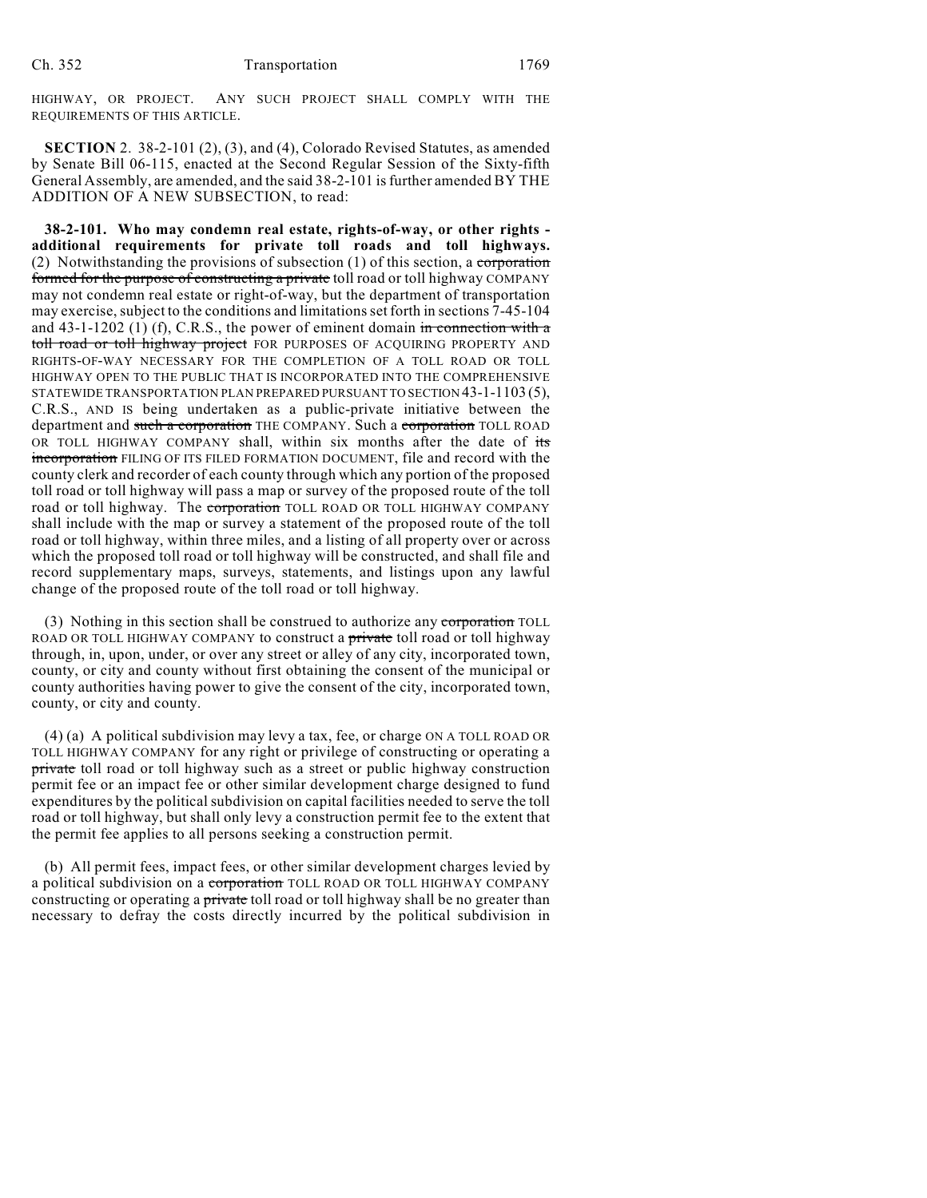HIGHWAY, OR PROJECT. ANY SUCH PROJECT SHALL COMPLY WITH THE REQUIREMENTS OF THIS ARTICLE.

**SECTION** 2. 38-2-101 (2), (3), and (4), Colorado Revised Statutes, as amended by Senate Bill 06-115, enacted at the Second Regular Session of the Sixty-fifth General Assembly, are amended, and the said 38-2-101 is further amended BY THE ADDITION OF A NEW SUBSECTION, to read:

**38-2-101. Who may condemn real estate, rights-of-way, or other rights - additional requirements for private toll roads and toll highways.** (2) Notwithstanding the provisions of subsection (1) of this section, a ~~corporation formed for the purpose of constructing a private~~ toll road or toll highway COMPANY may not condemn real estate or right-of-way, but the department of transportation may exercise, subject to the conditions and limitations set forth in sections 7-45-104 and 43-1-1202 (1) (f), C.R.S., the power of eminent domain ~~in connection with a toll road or toll highway project~~ FOR PURPOSES OF ACQUIRING PROPERTY AND RIGHTS-OF-WAY NECESSARY FOR THE COMPLETION OF A TOLL ROAD OR TOLL HIGHWAY OPEN TO THE PUBLIC THAT IS INCORPORATED INTO THE COMPREHENSIVE STATEWIDE TRANSPORTATION PLAN PREPARED PURSUANT TO SECTION 43-1-1103 (5), C.R.S., AND IS being undertaken as a public-private initiative between the department and ~~such a corporation~~ THE COMPANY. Such a ~~corporation~~ TOLL ROAD OR TOLL HIGHWAY COMPANY shall, within six months after the date of ~~its incorporation~~ FILING OF ITS FILED FORMATION DOCUMENT, file and record with the county clerk and recorder of each county through which any portion of the proposed toll road or toll highway will pass a map or survey of the proposed route of the toll road or toll highway. The ~~corporation~~ TOLL ROAD OR TOLL HIGHWAY COMPANY shall include with the map or survey a statement of the proposed route of the toll road or toll highway, within three miles, and a listing of all property over or across which the proposed toll road or toll highway will be constructed, and shall file and record supplementary maps, surveys, statements, and listings upon any lawful change of the proposed route of the toll road or toll highway.

(3) Nothing in this section shall be construed to authorize any ~~corporation~~ TOLL ROAD OR TOLL HIGHWAY COMPANY to construct a ~~private~~ toll road or toll highway through, in, upon, under, or over any street or alley of any city, incorporated town, county, or city and county without first obtaining the consent of the municipal or county authorities having power to give the consent of the city, incorporated town, county, or city and county.

(4) (a) A political subdivision may levy a tax, fee, or charge ON A TOLL ROAD OR TOLL HIGHWAY COMPANY for any right or privilege of constructing or operating a ~~private~~ toll road or toll highway such as a street or public highway construction permit fee or an impact fee or other similar development charge designed to fund expenditures by the political subdivision on capital facilities needed to serve the toll road or toll highway, but shall only levy a construction permit fee to the extent that the permit fee applies to all persons seeking a construction permit.

(b) All permit fees, impact fees, or other similar development charges levied by a political subdivision on a ~~corporation~~ TOLL ROAD OR TOLL HIGHWAY COMPANY constructing or operating a ~~private~~ toll road or toll highway shall be no greater than necessary to defray the costs directly incurred by the political subdivision in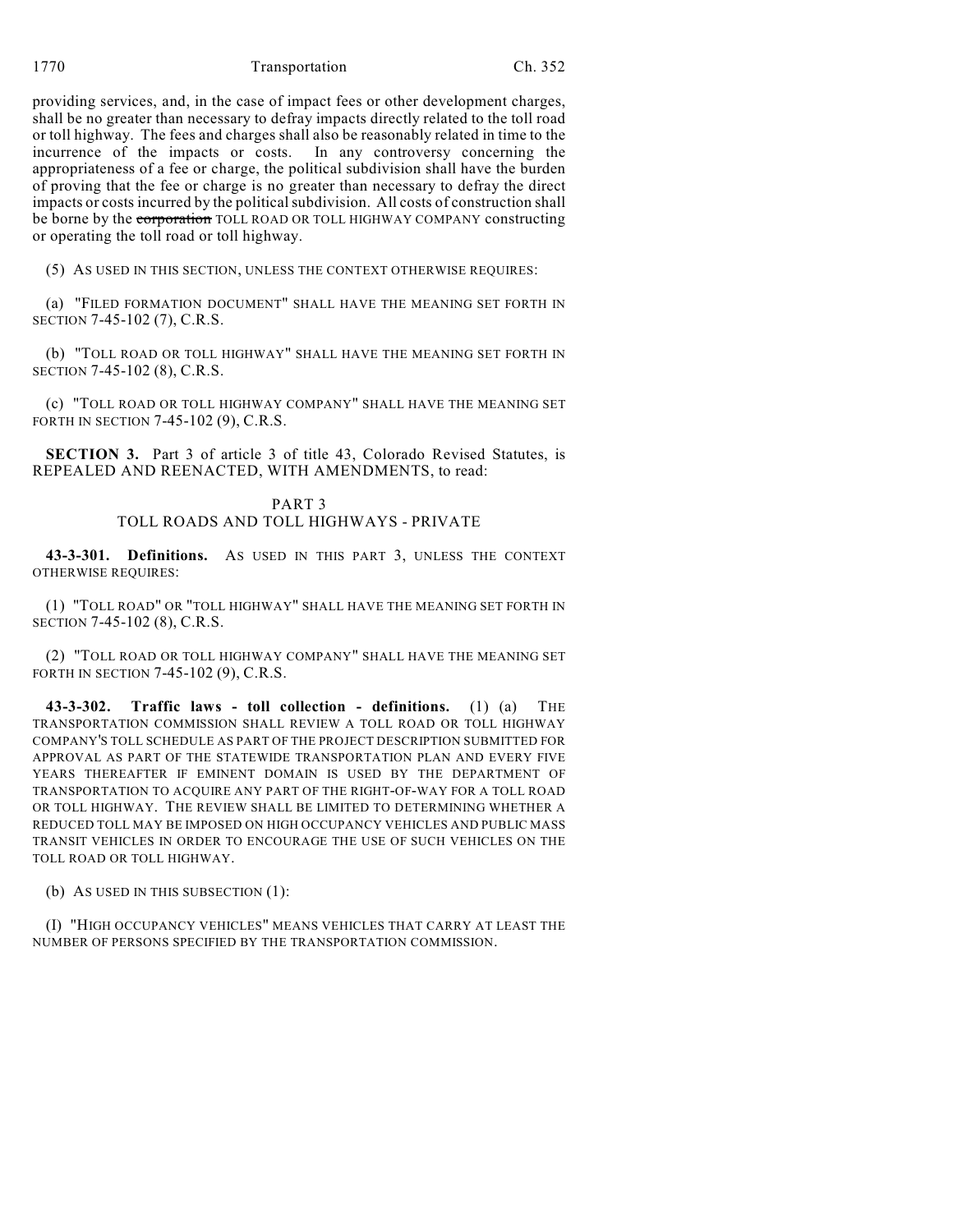providing services, and, in the case of impact fees or other development charges, shall be no greater than necessary to defray impacts directly related to the toll road or toll highway. The fees and charges shall also be reasonably related in time to the incurrence of the impacts or costs. In any controversy concerning the appropriateness of a fee or charge, the political subdivision shall have the burden of proving that the fee or charge is no greater than necessary to defray the direct impacts or costs incurred by the political subdivision. All costs of construction shall be borne by the ~~corporation~~ TOLL ROAD OR TOLL HIGHWAY COMPANY constructing or operating the toll road or toll highway.

(5) AS USED IN THIS SECTION, UNLESS THE CONTEXT OTHERWISE REQUIRES:

(a) "FILED FORMATION DOCUMENT" SHALL HAVE THE MEANING SET FORTH IN SECTION 7-45-102 (7), C.R.S.

(b) "TOLL ROAD OR TOLL HIGHWAY" SHALL HAVE THE MEANING SET FORTH IN SECTION 7-45-102 (8), C.R.S.

(c) "TOLL ROAD OR TOLL HIGHWAY COMPANY" SHALL HAVE THE MEANING SET FORTH IN SECTION 7-45-102 (9), C.R.S.

**SECTION 3.** Part 3 of article 3 of title 43, Colorado Revised Statutes, is REPEALED AND REENACTED, WITH AMENDMENTS, to read:

PART 3
TOLL ROADS AND TOLL HIGHWAYS - PRIVATE

**43-3-301. Definitions.** AS USED IN THIS PART 3, UNLESS THE CONTEXT OTHERWISE REQUIRES:

(1) "TOLL ROAD" OR "TOLL HIGHWAY" SHALL HAVE THE MEANING SET FORTH IN SECTION 7-45-102 (8), C.R.S.

(2) "TOLL ROAD OR TOLL HIGHWAY COMPANY" SHALL HAVE THE MEANING SET FORTH IN SECTION 7-45-102 (9), C.R.S.

**43-3-302. Traffic laws - toll collection - definitions.** (1) (a) THE TRANSPORTATION COMMISSION SHALL REVIEW A TOLL ROAD OR TOLL HIGHWAY COMPANY'S TOLL SCHEDULE AS PART OF THE PROJECT DESCRIPTION SUBMITTED FOR APPROVAL AS PART OF THE STATEWIDE TRANSPORTATION PLAN AND EVERY FIVE YEARS THEREAFTER IF EMINENT DOMAIN IS USED BY THE DEPARTMENT OF TRANSPORTATION TO ACQUIRE ANY PART OF THE RIGHT-OF-WAY FOR A TOLL ROAD OR TOLL HIGHWAY. THE REVIEW SHALL BE LIMITED TO DETERMINING WHETHER A REDUCED TOLL MAY BE IMPOSED ON HIGH OCCUPANCY VEHICLES AND PUBLIC MASS TRANSIT VEHICLES IN ORDER TO ENCOURAGE THE USE OF SUCH VEHICLES ON THE TOLL ROAD OR TOLL HIGHWAY.

(b) AS USED IN THIS SUBSECTION (1):

(I) "HIGH OCCUPANCY VEHICLES" MEANS VEHICLES THAT CARRY AT LEAST THE NUMBER OF PERSONS SPECIFIED BY THE TRANSPORTATION COMMISSION.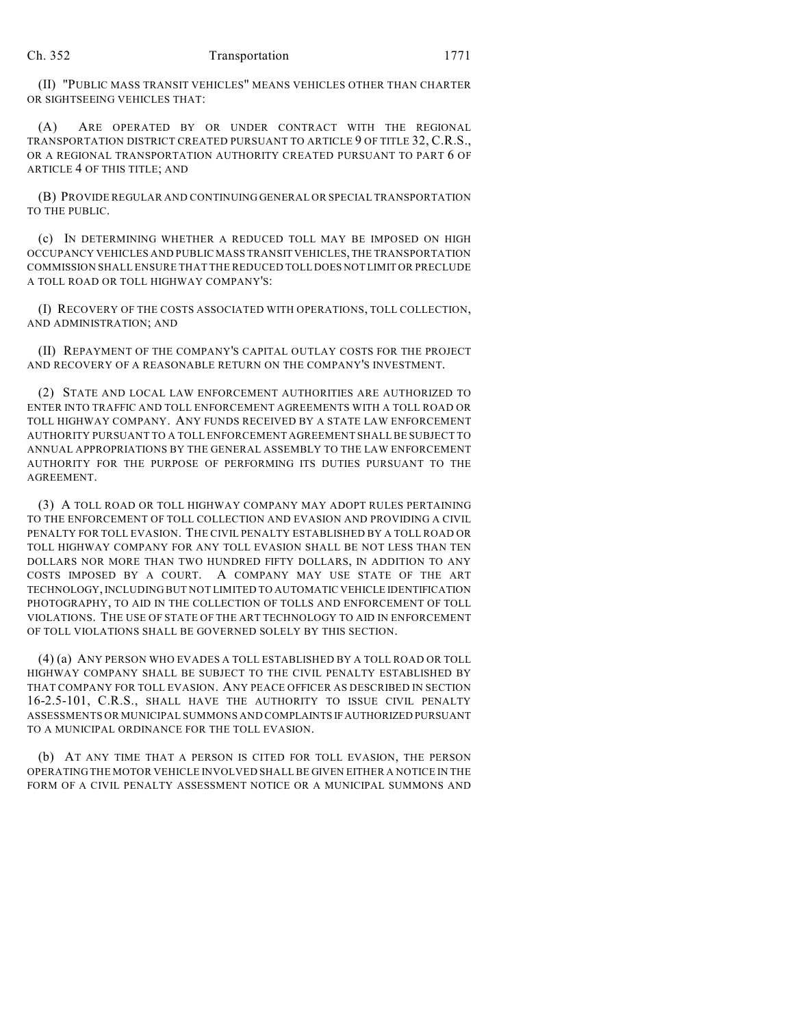(II) "PUBLIC MASS TRANSIT VEHICLES" MEANS VEHICLES OTHER THAN CHARTER OR SIGHTSEEING VEHICLES THAT:

(A) ARE OPERATED BY OR UNDER CONTRACT WITH THE REGIONAL TRANSPORTATION DISTRICT CREATED PURSUANT TO ARTICLE 9 OF TITLE 32, C.R.S., OR A REGIONAL TRANSPORTATION AUTHORITY CREATED PURSUANT TO PART 6 OF ARTICLE 4 OF THIS TITLE; AND

(B) PROVIDE REGULAR AND CONTINUING GENERAL OR SPECIAL TRANSPORTATION TO THE PUBLIC.

(c) IN DETERMINING WHETHER A REDUCED TOLL MAY BE IMPOSED ON HIGH OCCUPANCY VEHICLES AND PUBLIC MASS TRANSIT VEHICLES, THE TRANSPORTATION COMMISSION SHALL ENSURE THAT THE REDUCED TOLL DOES NOT LIMIT OR PRECLUDE A TOLL ROAD OR TOLL HIGHWAY COMPANY'S:

(I) RECOVERY OF THE COSTS ASSOCIATED WITH OPERATIONS, TOLL COLLECTION, AND ADMINISTRATION; AND

(II) REPAYMENT OF THE COMPANY'S CAPITAL OUTLAY COSTS FOR THE PROJECT AND RECOVERY OF A REASONABLE RETURN ON THE COMPANY'S INVESTMENT.

(2) STATE AND LOCAL LAW ENFORCEMENT AUTHORITIES ARE AUTHORIZED TO ENTER INTO TRAFFIC AND TOLL ENFORCEMENT AGREEMENTS WITH A TOLL ROAD OR TOLL HIGHWAY COMPANY. ANY FUNDS RECEIVED BY A STATE LAW ENFORCEMENT AUTHORITY PURSUANT TO A TOLL ENFORCEMENT AGREEMENT SHALL BE SUBJECT TO ANNUAL APPROPRIATIONS BY THE GENERAL ASSEMBLY TO THE LAW ENFORCEMENT AUTHORITY FOR THE PURPOSE OF PERFORMING ITS DUTIES PURSUANT TO THE AGREEMENT.

(3) A TOLL ROAD OR TOLL HIGHWAY COMPANY MAY ADOPT RULES PERTAINING TO THE ENFORCEMENT OF TOLL COLLECTION AND EVASION AND PROVIDING A CIVIL PENALTY FOR TOLL EVASION. THE CIVIL PENALTY ESTABLISHED BY A TOLL ROAD OR TOLL HIGHWAY COMPANY FOR ANY TOLL EVASION SHALL BE NOT LESS THAN TEN DOLLARS NOR MORE THAN TWO HUNDRED FIFTY DOLLARS, IN ADDITION TO ANY COSTS IMPOSED BY A COURT. A COMPANY MAY USE STATE OF THE ART TECHNOLOGY, INCLUDING BUT NOT LIMITED TO AUTOMATIC VEHICLE IDENTIFICATION PHOTOGRAPHY, TO AID IN THE COLLECTION OF TOLLS AND ENFORCEMENT OF TOLL VIOLATIONS. THE USE OF STATE OF THE ART TECHNOLOGY TO AID IN ENFORCEMENT OF TOLL VIOLATIONS SHALL BE GOVERNED SOLELY BY THIS SECTION.

(4) (a) ANY PERSON WHO EVADES A TOLL ESTABLISHED BY A TOLL ROAD OR TOLL HIGHWAY COMPANY SHALL BE SUBJECT TO THE CIVIL PENALTY ESTABLISHED BY THAT COMPANY FOR TOLL EVASION. ANY PEACE OFFICER AS DESCRIBED IN SECTION 16-2.5-101, C.R.S., SHALL HAVE THE AUTHORITY TO ISSUE CIVIL PENALTY ASSESSMENTS OR MUNICIPAL SUMMONS AND COMPLAINTS IF AUTHORIZED PURSUANT TO A MUNICIPAL ORDINANCE FOR THE TOLL EVASION.

(b) AT ANY TIME THAT A PERSON IS CITED FOR TOLL EVASION, THE PERSON OPERATING THE MOTOR VEHICLE INVOLVED SHALL BE GIVEN EITHER A NOTICE IN THE FORM OF A CIVIL PENALTY ASSESSMENT NOTICE OR A MUNICIPAL SUMMONS AND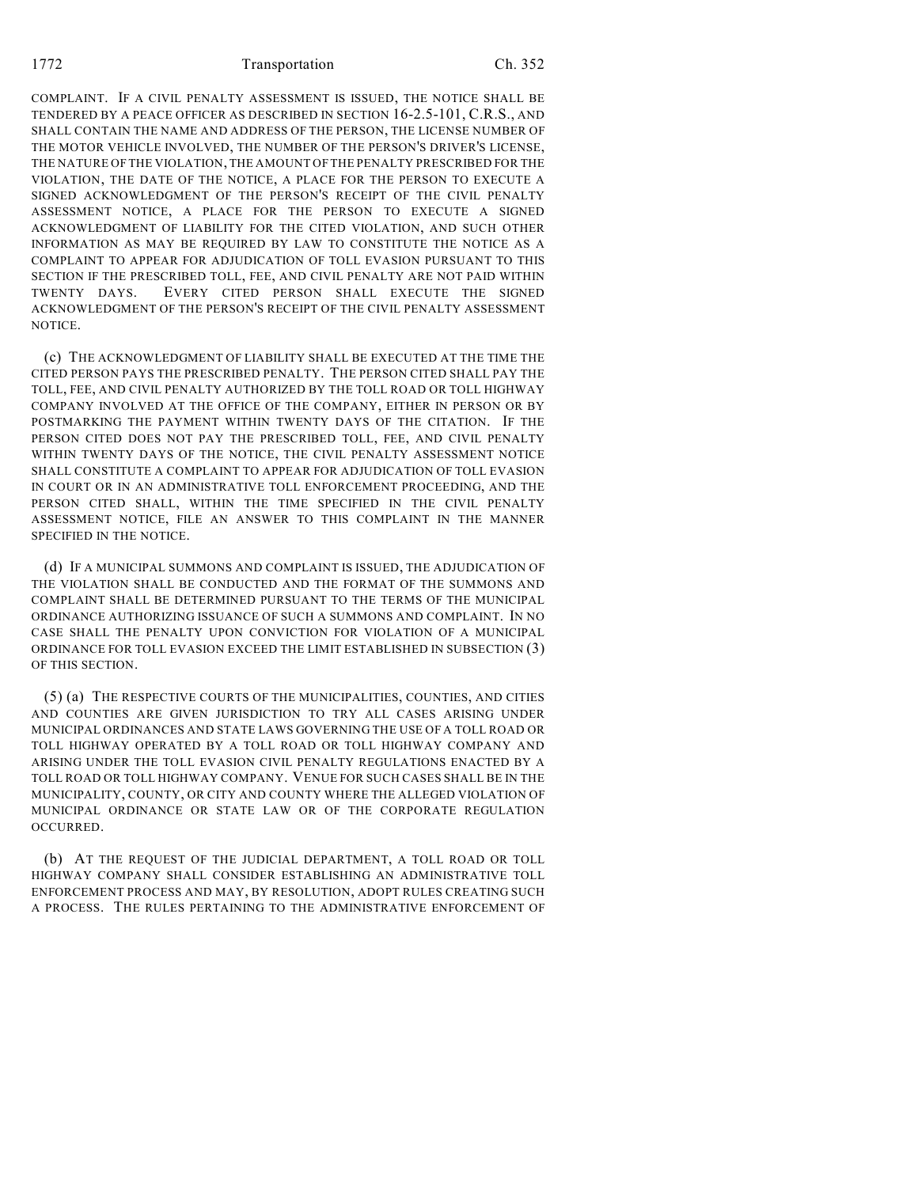COMPLAINT. IF A CIVIL PENALTY ASSESSMENT IS ISSUED, THE NOTICE SHALL BE TENDERED BY A PEACE OFFICER AS DESCRIBED IN SECTION 16-2.5-101, C.R.S., AND SHALL CONTAIN THE NAME AND ADDRESS OF THE PERSON, THE LICENSE NUMBER OF THE MOTOR VEHICLE INVOLVED, THE NUMBER OF THE PERSON'S DRIVER'S LICENSE, THE NATURE OF THE VIOLATION, THE AMOUNT OF THE PENALTY PRESCRIBED FOR THE VIOLATION, THE DATE OF THE NOTICE, A PLACE FOR THE PERSON TO EXECUTE A SIGNED ACKNOWLEDGMENT OF THE PERSON'S RECEIPT OF THE CIVIL PENALTY ASSESSMENT NOTICE, A PLACE FOR THE PERSON TO EXECUTE A SIGNED ACKNOWLEDGMENT OF LIABILITY FOR THE CITED VIOLATION, AND SUCH OTHER INFORMATION AS MAY BE REQUIRED BY LAW TO CONSTITUTE THE NOTICE AS A COMPLAINT TO APPEAR FOR ADJUDICATION OF TOLL EVASION PURSUANT TO THIS SECTION IF THE PRESCRIBED TOLL, FEE, AND CIVIL PENALTY ARE NOT PAID WITHIN TWENTY DAYS. EVERY CITED PERSON SHALL EXECUTE THE SIGNED ACKNOWLEDGMENT OF THE PERSON'S RECEIPT OF THE CIVIL PENALTY ASSESSMENT NOTICE.

(c) THE ACKNOWLEDGMENT OF LIABILITY SHALL BE EXECUTED AT THE TIME THE CITED PERSON PAYS THE PRESCRIBED PENALTY. THE PERSON CITED SHALL PAY THE TOLL, FEE, AND CIVIL PENALTY AUTHORIZED BY THE TOLL ROAD OR TOLL HIGHWAY COMPANY INVOLVED AT THE OFFICE OF THE COMPANY, EITHER IN PERSON OR BY POSTMARKING THE PAYMENT WITHIN TWENTY DAYS OF THE CITATION. IF THE PERSON CITED DOES NOT PAY THE PRESCRIBED TOLL, FEE, AND CIVIL PENALTY WITHIN TWENTY DAYS OF THE NOTICE, THE CIVIL PENALTY ASSESSMENT NOTICE SHALL CONSTITUTE A COMPLAINT TO APPEAR FOR ADJUDICATION OF TOLL EVASION IN COURT OR IN AN ADMINISTRATIVE TOLL ENFORCEMENT PROCEEDING, AND THE PERSON CITED SHALL, WITHIN THE TIME SPECIFIED IN THE CIVIL PENALTY ASSESSMENT NOTICE, FILE AN ANSWER TO THIS COMPLAINT IN THE MANNER SPECIFIED IN THE NOTICE.

(d) IF A MUNICIPAL SUMMONS AND COMPLAINT IS ISSUED, THE ADJUDICATION OF THE VIOLATION SHALL BE CONDUCTED AND THE FORMAT OF THE SUMMONS AND COMPLAINT SHALL BE DETERMINED PURSUANT TO THE TERMS OF THE MUNICIPAL ORDINANCE AUTHORIZING ISSUANCE OF SUCH A SUMMONS AND COMPLAINT. IN NO CASE SHALL THE PENALTY UPON CONVICTION FOR VIOLATION OF A MUNICIPAL ORDINANCE FOR TOLL EVASION EXCEED THE LIMIT ESTABLISHED IN SUBSECTION (3) OF THIS SECTION.

(5) (a) THE RESPECTIVE COURTS OF THE MUNICIPALITIES, COUNTIES, AND CITIES AND COUNTIES ARE GIVEN JURISDICTION TO TRY ALL CASES ARISING UNDER MUNICIPAL ORDINANCES AND STATE LAWS GOVERNING THE USE OF A TOLL ROAD OR TOLL HIGHWAY OPERATED BY A TOLL ROAD OR TOLL HIGHWAY COMPANY AND ARISING UNDER THE TOLL EVASION CIVIL PENALTY REGULATIONS ENACTED BY A TOLL ROAD OR TOLL HIGHWAY COMPANY. VENUE FOR SUCH CASES SHALL BE IN THE MUNICIPALITY, COUNTY, OR CITY AND COUNTY WHERE THE ALLEGED VIOLATION OF MUNICIPAL ORDINANCE OR STATE LAW OR OF THE CORPORATE REGULATION OCCURRED.

(b) AT THE REQUEST OF THE JUDICIAL DEPARTMENT, A TOLL ROAD OR TOLL HIGHWAY COMPANY SHALL CONSIDER ESTABLISHING AN ADMINISTRATIVE TOLL ENFORCEMENT PROCESS AND MAY, BY RESOLUTION, ADOPT RULES CREATING SUCH A PROCESS. THE RULES PERTAINING TO THE ADMINISTRATIVE ENFORCEMENT OF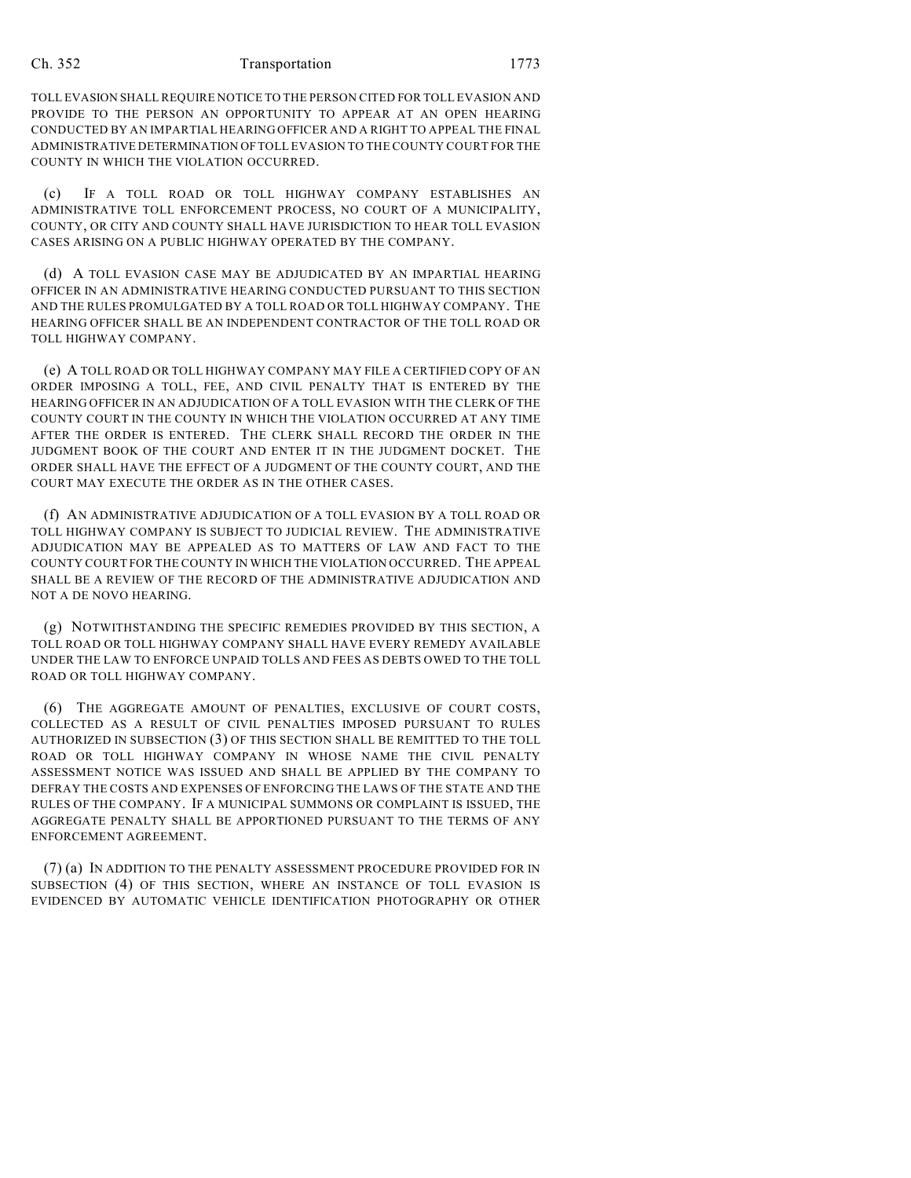TOLL EVASION SHALL REQUIRE NOTICE TO THE PERSON CITED FOR TOLL EVASION AND PROVIDE TO THE PERSON AN OPPORTUNITY TO APPEAR AT AN OPEN HEARING CONDUCTED BY AN IMPARTIAL HEARING OFFICER AND A RIGHT TO APPEAL THE FINAL ADMINISTRATIVE DETERMINATION OF TOLL EVASION TO THE COUNTY COURT FOR THE COUNTY IN WHICH THE VIOLATION OCCURRED.

(c) IF A TOLL ROAD OR TOLL HIGHWAY COMPANY ESTABLISHES AN ADMINISTRATIVE TOLL ENFORCEMENT PROCESS, NO COURT OF A MUNICIPALITY, COUNTY, OR CITY AND COUNTY SHALL HAVE JURISDICTION TO HEAR TOLL EVASION CASES ARISING ON A PUBLIC HIGHWAY OPERATED BY THE COMPANY.

(d) A TOLL EVASION CASE MAY BE ADJUDICATED BY AN IMPARTIAL HEARING OFFICER IN AN ADMINISTRATIVE HEARING CONDUCTED PURSUANT TO THIS SECTION AND THE RULES PROMULGATED BY A TOLL ROAD OR TOLL HIGHWAY COMPANY. THE HEARING OFFICER SHALL BE AN INDEPENDENT CONTRACTOR OF THE TOLL ROAD OR TOLL HIGHWAY COMPANY.

(e) A TOLL ROAD OR TOLL HIGHWAY COMPANY MAY FILE A CERTIFIED COPY OF AN ORDER IMPOSING A TOLL, FEE, AND CIVIL PENALTY THAT IS ENTERED BY THE HEARING OFFICER IN AN ADJUDICATION OF A TOLL EVASION WITH THE CLERK OF THE COUNTY COURT IN THE COUNTY IN WHICH THE VIOLATION OCCURRED AT ANY TIME AFTER THE ORDER IS ENTERED. THE CLERK SHALL RECORD THE ORDER IN THE JUDGMENT BOOK OF THE COURT AND ENTER IT IN THE JUDGMENT DOCKET. THE ORDER SHALL HAVE THE EFFECT OF A JUDGMENT OF THE COUNTY COURT, AND THE COURT MAY EXECUTE THE ORDER AS IN THE OTHER CASES.

(f) AN ADMINISTRATIVE ADJUDICATION OF A TOLL EVASION BY A TOLL ROAD OR TOLL HIGHWAY COMPANY IS SUBJECT TO JUDICIAL REVIEW. THE ADMINISTRATIVE ADJUDICATION MAY BE APPEALED AS TO MATTERS OF LAW AND FACT TO THE COUNTY COURT FOR THE COUNTY IN WHICH THE VIOLATION OCCURRED. THE APPEAL SHALL BE A REVIEW OF THE RECORD OF THE ADMINISTRATIVE ADJUDICATION AND NOT A DE NOVO HEARING.

(g) NOTWITHSTANDING THE SPECIFIC REMEDIES PROVIDED BY THIS SECTION, A TOLL ROAD OR TOLL HIGHWAY COMPANY SHALL HAVE EVERY REMEDY AVAILABLE UNDER THE LAW TO ENFORCE UNPAID TOLLS AND FEES AS DEBTS OWED TO THE TOLL ROAD OR TOLL HIGHWAY COMPANY.

(6) THE AGGREGATE AMOUNT OF PENALTIES, EXCLUSIVE OF COURT COSTS, COLLECTED AS A RESULT OF CIVIL PENALTIES IMPOSED PURSUANT TO RULES AUTHORIZED IN SUBSECTION (3) OF THIS SECTION SHALL BE REMITTED TO THE TOLL ROAD OR TOLL HIGHWAY COMPANY IN WHOSE NAME THE CIVIL PENALTY ASSESSMENT NOTICE WAS ISSUED AND SHALL BE APPLIED BY THE COMPANY TO DEFRAY THE COSTS AND EXPENSES OF ENFORCING THE LAWS OF THE STATE AND THE RULES OF THE COMPANY. IF A MUNICIPAL SUMMONS OR COMPLAINT IS ISSUED, THE AGGREGATE PENALTY SHALL BE APPORTIONED PURSUANT TO THE TERMS OF ANY ENFORCEMENT AGREEMENT.

(7) (a) IN ADDITION TO THE PENALTY ASSESSMENT PROCEDURE PROVIDED FOR IN SUBSECTION (4) OF THIS SECTION, WHERE AN INSTANCE OF TOLL EVASION IS EVIDENCED BY AUTOMATIC VEHICLE IDENTIFICATION PHOTOGRAPHY OR OTHER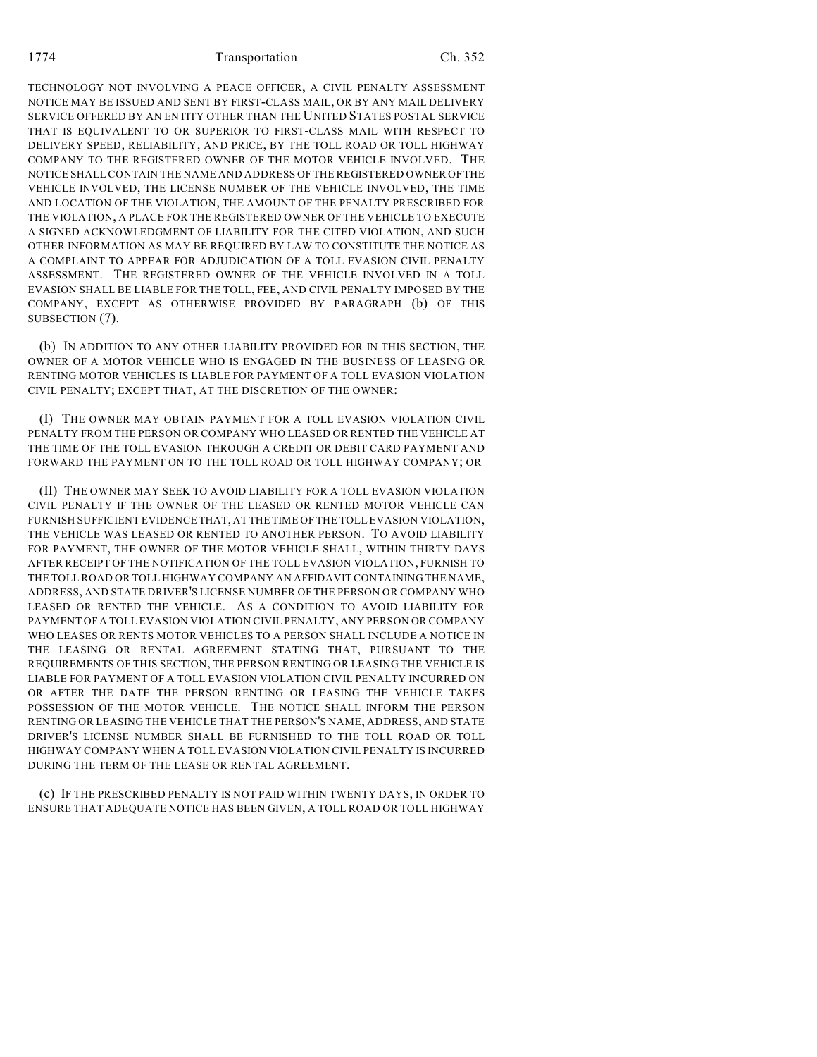TECHNOLOGY NOT INVOLVING A PEACE OFFICER, A CIVIL PENALTY ASSESSMENT NOTICE MAY BE ISSUED AND SENT BY FIRST-CLASS MAIL, OR BY ANY MAIL DELIVERY SERVICE OFFERED BY AN ENTITY OTHER THAN THE UNITED STATES POSTAL SERVICE THAT IS EQUIVALENT TO OR SUPERIOR TO FIRST-CLASS MAIL WITH RESPECT TO DELIVERY SPEED, RELIABILITY, AND PRICE, BY THE TOLL ROAD OR TOLL HIGHWAY COMPANY TO THE REGISTERED OWNER OF THE MOTOR VEHICLE INVOLVED. THE NOTICE SHALL CONTAIN THE NAME AND ADDRESS OF THE REGISTERED OWNER OF THE VEHICLE INVOLVED, THE LICENSE NUMBER OF THE VEHICLE INVOLVED, THE TIME AND LOCATION OF THE VIOLATION, THE AMOUNT OF THE PENALTY PRESCRIBED FOR THE VIOLATION, A PLACE FOR THE REGISTERED OWNER OF THE VEHICLE TO EXECUTE A SIGNED ACKNOWLEDGMENT OF LIABILITY FOR THE CITED VIOLATION, AND SUCH OTHER INFORMATION AS MAY BE REQUIRED BY LAW TO CONSTITUTE THE NOTICE AS A COMPLAINT TO APPEAR FOR ADJUDICATION OF A TOLL EVASION CIVIL PENALTY ASSESSMENT. THE REGISTERED OWNER OF THE VEHICLE INVOLVED IN A TOLL EVASION SHALL BE LIABLE FOR THE TOLL, FEE, AND CIVIL PENALTY IMPOSED BY THE COMPANY, EXCEPT AS OTHERWISE PROVIDED BY PARAGRAPH (b) OF THIS SUBSECTION (7).

(b) IN ADDITION TO ANY OTHER LIABILITY PROVIDED FOR IN THIS SECTION, THE OWNER OF A MOTOR VEHICLE WHO IS ENGAGED IN THE BUSINESS OF LEASING OR RENTING MOTOR VEHICLES IS LIABLE FOR PAYMENT OF A TOLL EVASION VIOLATION CIVIL PENALTY; EXCEPT THAT, AT THE DISCRETION OF THE OWNER:

(I) THE OWNER MAY OBTAIN PAYMENT FOR A TOLL EVASION VIOLATION CIVIL PENALTY FROM THE PERSON OR COMPANY WHO LEASED OR RENTED THE VEHICLE AT THE TIME OF THE TOLL EVASION THROUGH A CREDIT OR DEBIT CARD PAYMENT AND FORWARD THE PAYMENT ON TO THE TOLL ROAD OR TOLL HIGHWAY COMPANY; OR

(II) THE OWNER MAY SEEK TO AVOID LIABILITY FOR A TOLL EVASION VIOLATION CIVIL PENALTY IF THE OWNER OF THE LEASED OR RENTED MOTOR VEHICLE CAN FURNISH SUFFICIENT EVIDENCE THAT, AT THE TIME OF THE TOLL EVASION VIOLATION, THE VEHICLE WAS LEASED OR RENTED TO ANOTHER PERSON. TO AVOID LIABILITY FOR PAYMENT, THE OWNER OF THE MOTOR VEHICLE SHALL, WITHIN THIRTY DAYS AFTER RECEIPT OF THE NOTIFICATION OF THE TOLL EVASION VIOLATION, FURNISH TO THE TOLL ROAD OR TOLL HIGHWAY COMPANY AN AFFIDAVIT CONTAINING THE NAME, ADDRESS, AND STATE DRIVER'S LICENSE NUMBER OF THE PERSON OR COMPANY WHO LEASED OR RENTED THE VEHICLE. AS A CONDITION TO AVOID LIABILITY FOR PAYMENT OF A TOLL EVASION VIOLATION CIVIL PENALTY, ANY PERSON OR COMPANY WHO LEASES OR RENTS MOTOR VEHICLES TO A PERSON SHALL INCLUDE A NOTICE IN THE LEASING OR RENTAL AGREEMENT STATING THAT, PURSUANT TO THE REQUIREMENTS OF THIS SECTION, THE PERSON RENTING OR LEASING THE VEHICLE IS LIABLE FOR PAYMENT OF A TOLL EVASION VIOLATION CIVIL PENALTY INCURRED ON OR AFTER THE DATE THE PERSON RENTING OR LEASING THE VEHICLE TAKES POSSESSION OF THE MOTOR VEHICLE. THE NOTICE SHALL INFORM THE PERSON RENTING OR LEASING THE VEHICLE THAT THE PERSON'S NAME, ADDRESS, AND STATE DRIVER'S LICENSE NUMBER SHALL BE FURNISHED TO THE TOLL ROAD OR TOLL HIGHWAY COMPANY WHEN A TOLL EVASION VIOLATION CIVIL PENALTY IS INCURRED DURING THE TERM OF THE LEASE OR RENTAL AGREEMENT.

(c) IF THE PRESCRIBED PENALTY IS NOT PAID WITHIN TWENTY DAYS, IN ORDER TO ENSURE THAT ADEQUATE NOTICE HAS BEEN GIVEN, A TOLL ROAD OR TOLL HIGHWAY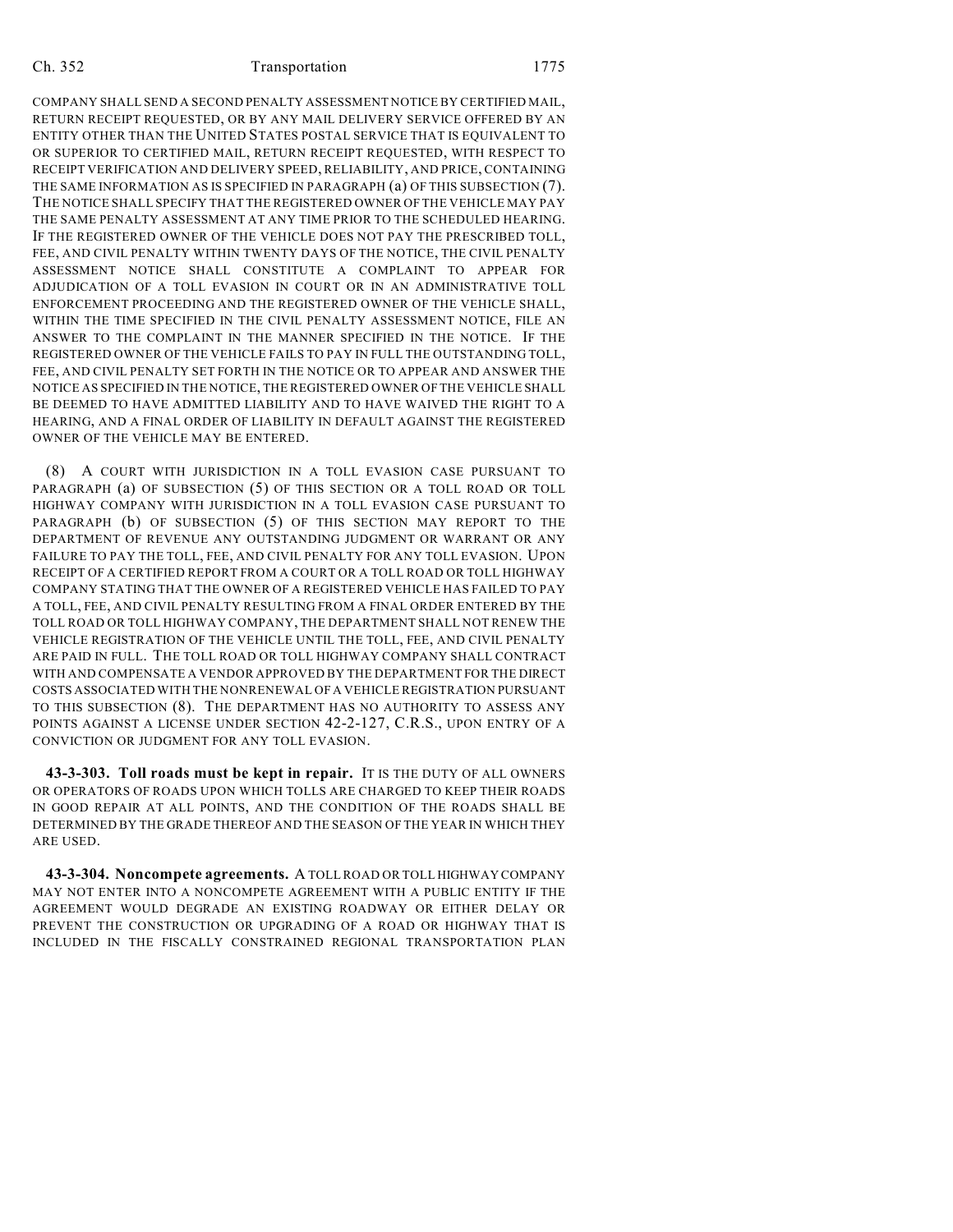COMPANY SHALL SEND A SECOND PENALTY ASSESSMENT NOTICE BY CERTIFIED MAIL, RETURN RECEIPT REQUESTED, OR BY ANY MAIL DELIVERY SERVICE OFFERED BY AN ENTITY OTHER THAN THE UNITED STATES POSTAL SERVICE THAT IS EQUIVALENT TO OR SUPERIOR TO CERTIFIED MAIL, RETURN RECEIPT REQUESTED, WITH RESPECT TO RECEIPT VERIFICATION AND DELIVERY SPEED, RELIABILITY, AND PRICE, CONTAINING THE SAME INFORMATION AS IS SPECIFIED IN PARAGRAPH (a) OF THIS SUBSECTION (7). THE NOTICE SHALL SPECIFY THAT THE REGISTERED OWNER OF THE VEHICLE MAY PAY THE SAME PENALTY ASSESSMENT AT ANY TIME PRIOR TO THE SCHEDULED HEARING. IF THE REGISTERED OWNER OF THE VEHICLE DOES NOT PAY THE PRESCRIBED TOLL, FEE, AND CIVIL PENALTY WITHIN TWENTY DAYS OF THE NOTICE, THE CIVIL PENALTY ASSESSMENT NOTICE SHALL CONSTITUTE A COMPLAINT TO APPEAR FOR ADJUDICATION OF A TOLL EVASION IN COURT OR IN AN ADMINISTRATIVE TOLL ENFORCEMENT PROCEEDING AND THE REGISTERED OWNER OF THE VEHICLE SHALL, WITHIN THE TIME SPECIFIED IN THE CIVIL PENALTY ASSESSMENT NOTICE, FILE AN ANSWER TO THE COMPLAINT IN THE MANNER SPECIFIED IN THE NOTICE. IF THE REGISTERED OWNER OF THE VEHICLE FAILS TO PAY IN FULL THE OUTSTANDING TOLL, FEE, AND CIVIL PENALTY SET FORTH IN THE NOTICE OR TO APPEAR AND ANSWER THE NOTICE AS SPECIFIED IN THE NOTICE, THE REGISTERED OWNER OF THE VEHICLE SHALL BE DEEMED TO HAVE ADMITTED LIABILITY AND TO HAVE WAIVED THE RIGHT TO A HEARING, AND A FINAL ORDER OF LIABILITY IN DEFAULT AGAINST THE REGISTERED OWNER OF THE VEHICLE MAY BE ENTERED.

(8) A COURT WITH JURISDICTION IN A TOLL EVASION CASE PURSUANT TO PARAGRAPH (a) OF SUBSECTION (5) OF THIS SECTION OR A TOLL ROAD OR TOLL HIGHWAY COMPANY WITH JURISDICTION IN A TOLL EVASION CASE PURSUANT TO PARAGRAPH (b) OF SUBSECTION (5) OF THIS SECTION MAY REPORT TO THE DEPARTMENT OF REVENUE ANY OUTSTANDING JUDGMENT OR WARRANT OR ANY FAILURE TO PAY THE TOLL, FEE, AND CIVIL PENALTY FOR ANY TOLL EVASION. UPON RECEIPT OF A CERTIFIED REPORT FROM A COURT OR A TOLL ROAD OR TOLL HIGHWAY COMPANY STATING THAT THE OWNER OF A REGISTERED VEHICLE HAS FAILED TO PAY A TOLL, FEE, AND CIVIL PENALTY RESULTING FROM A FINAL ORDER ENTERED BY THE TOLL ROAD OR TOLL HIGHWAY COMPANY, THE DEPARTMENT SHALL NOT RENEW THE VEHICLE REGISTRATION OF THE VEHICLE UNTIL THE TOLL, FEE, AND CIVIL PENALTY ARE PAID IN FULL. THE TOLL ROAD OR TOLL HIGHWAY COMPANY SHALL CONTRACT WITH AND COMPENSATE A VENDOR APPROVED BY THE DEPARTMENT FOR THE DIRECT COSTS ASSOCIATED WITH THE NONRENEWAL OF A VEHICLE REGISTRATION PURSUANT TO THIS SUBSECTION (8). THE DEPARTMENT HAS NO AUTHORITY TO ASSESS ANY POINTS AGAINST A LICENSE UNDER SECTION 42-2-127, C.R.S., UPON ENTRY OF A CONVICTION OR JUDGMENT FOR ANY TOLL EVASION.

**43-3-303. Toll roads must be kept in repair.** IT IS THE DUTY OF ALL OWNERS OR OPERATORS OF ROADS UPON WHICH TOLLS ARE CHARGED TO KEEP THEIR ROADS IN GOOD REPAIR AT ALL POINTS, AND THE CONDITION OF THE ROADS SHALL BE DETERMINED BY THE GRADE THEREOF AND THE SEASON OF THE YEAR IN WHICH THEY ARE USED.

**43-3-304. Noncompete agreements.** A TOLL ROAD OR TOLL HIGHWAY COMPANY MAY NOT ENTER INTO A NONCOMPETE AGREEMENT WITH A PUBLIC ENTITY IF THE AGREEMENT WOULD DEGRADE AN EXISTING ROADWAY OR EITHER DELAY OR PREVENT THE CONSTRUCTION OR UPGRADING OF A ROAD OR HIGHWAY THAT IS INCLUDED IN THE FISCALLY CONSTRAINED REGIONAL TRANSPORTATION PLAN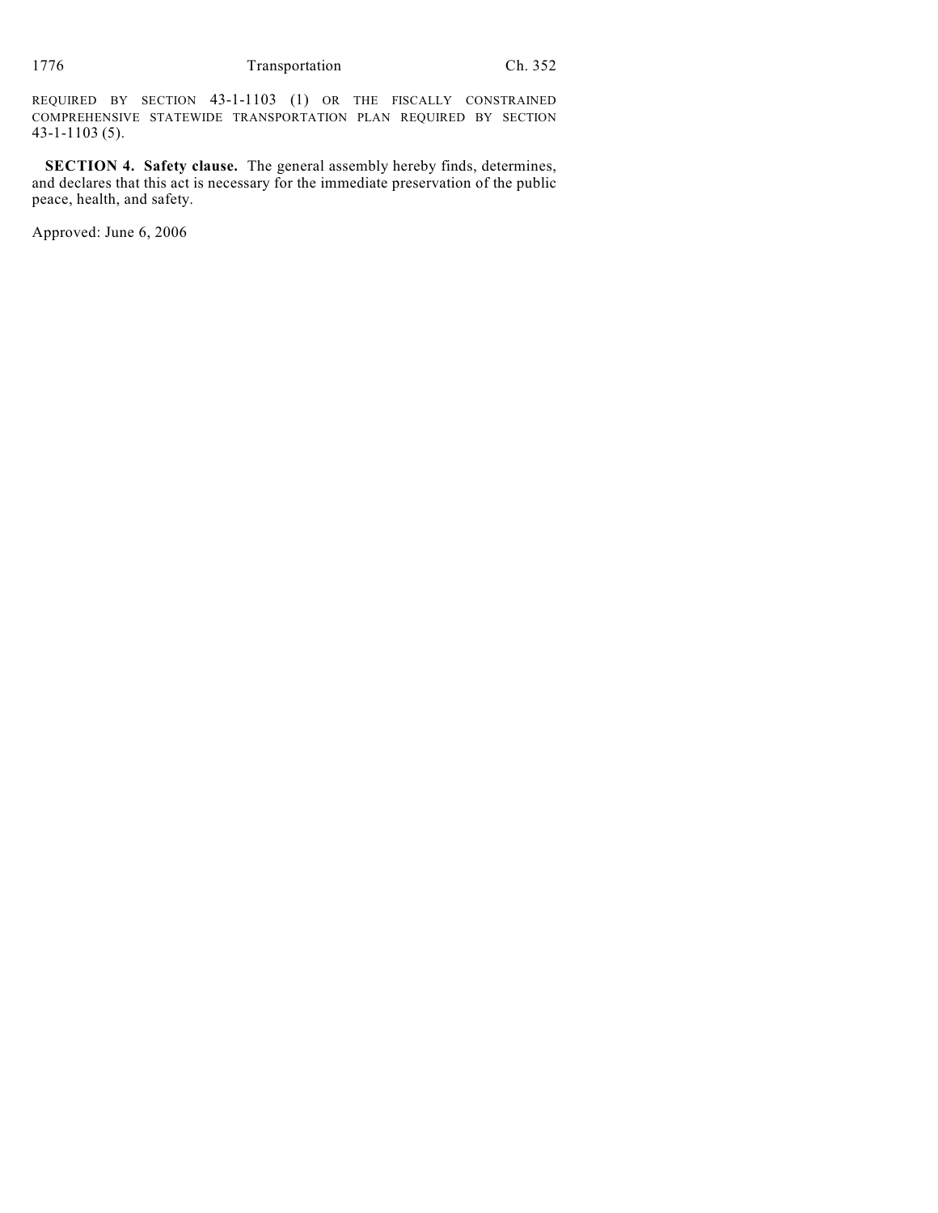REQUIRED BY SECTION 43-1-1103 (1) OR THE FISCALLY CONSTRAINED COMPREHENSIVE STATEWIDE TRANSPORTATION PLAN REQUIRED BY SECTION 43-1-1103 (5).

**SECTION 4. Safety clause.** The general assembly hereby finds, determines, and declares that this act is necessary for the immediate preservation of the public peace, health, and safety.

Approved: June 6, 2006